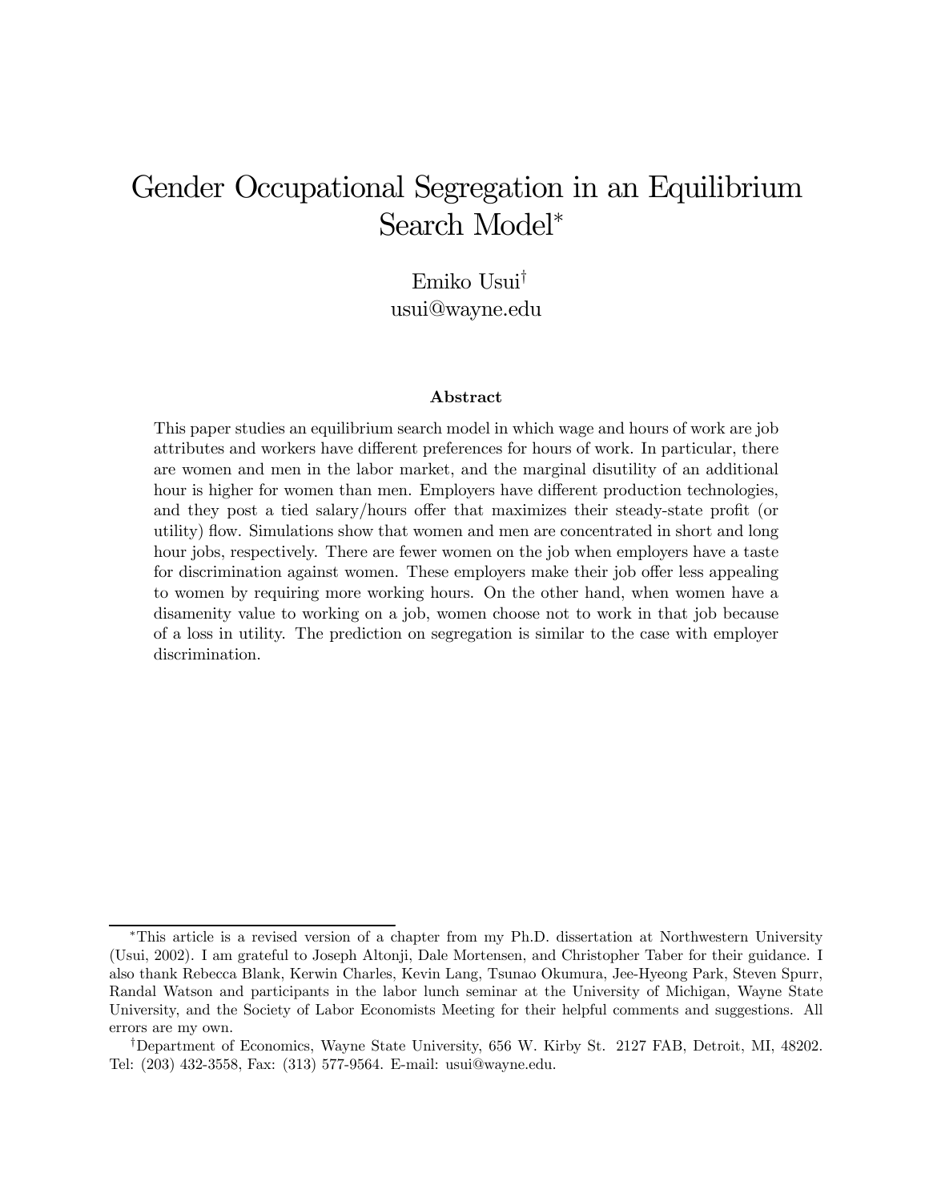# Gender Occupational Segregation in an Equilibrium Search Model*

Emiko Usui†
usui@wayne.edu

### Abstract

This paper studies an equilibrium search model in which wage and hours of work are job attributes and workers have different preferences for hours of work. In particular, there are women and men in the labor market, and the marginal disutility of an additional hour is higher for women than men. Employers have different production technologies, and they post a tied salary/hours offer that maximizes their steady-state profit (or utility) flow. Simulations show that women and men are concentrated in short and long hour jobs, respectively. There are fewer women on the job when employers have a taste for discrimination against women. These employers make their job offer less appealing to women by requiring more working hours. On the other hand, when women have a disamenity value to working on a job, women choose not to work in that job because of a loss in utility. The prediction on segregation is similar to the case with employer discrimination.

---

*This article is a revised version of a chapter from my Ph.D. dissertation at Northwestern University (Usui, 2002). I am grateful to Joseph Altonji, Dale Mortensen, and Christopher Taber for their guidance. I also thank Rebecca Blank, Kerwin Charles, Kevin Lang, Tsunao Okumura, Jee-Hyeong Park, Steven Spurr, Randal Watson and participants in the labor lunch seminar at the University of Michigan, Wayne State University, and the Society of Labor Economists Meeting for their helpful comments and suggestions. All errors are my own.

†Department of Economics, Wayne State University, 656 W. Kirby St. 2127 FAB, Detroit, MI, 48202. Tel: (203) 432-3558, Fax: (313) 577-9564. E-mail: usui@wayne.edu.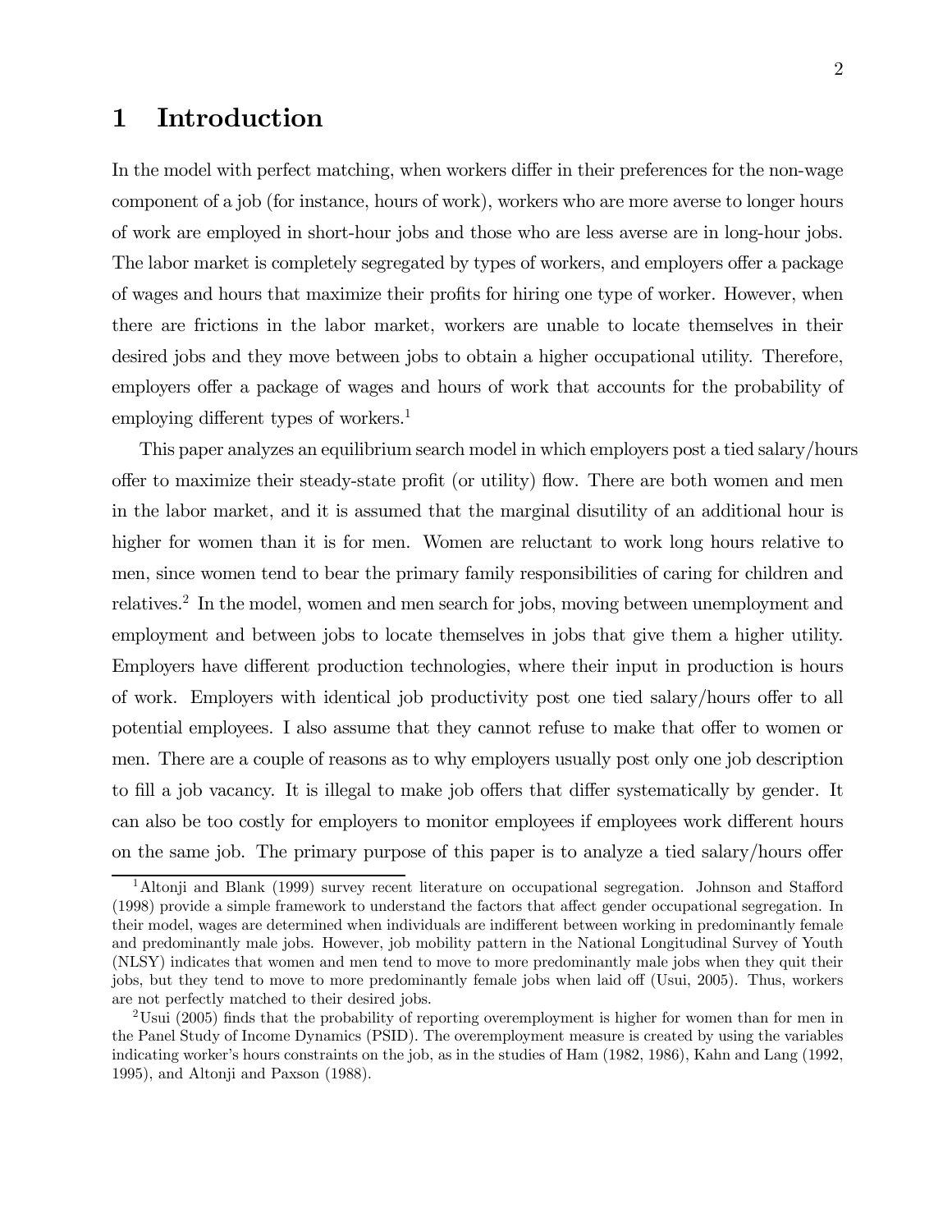# 1 Introduction

In the model with perfect matching, when workers differ in their preferences for the non-wage component of a job (for instance, hours of work), workers who are more averse to longer hours of work are employed in short-hour jobs and those who are less averse are in long-hour jobs. The labor market is completely segregated by types of workers, and employers offer a package of wages and hours that maximize their profits for hiring one type of worker. However, when there are frictions in the labor market, workers are unable to locate themselves in their desired jobs and they move between jobs to obtain a higher occupational utility. Therefore, employers offer a package of wages and hours of work that accounts for the probability of employing different types of workers.[1]

This paper analyzes an equilibrium search model in which employers post a tied salary/hours offer to maximize their steady-state profit (or utility) flow. There are both women and men in the labor market, and it is assumed that the marginal disutility of an additional hour is higher for women than it is for men. Women are reluctant to work long hours relative to men, since women tend to bear the primary family responsibilities of caring for children and relatives.[2] In the model, women and men search for jobs, moving between unemployment and employment and between jobs to locate themselves in jobs that give them a higher utility. Employers have different production technologies, where their input in production is hours of work. Employers with identical job productivity post one tied salary/hours offer to all potential employees. I also assume that they cannot refuse to make that offer to women or men. There are a couple of reasons as to why employers usually post only one job description to fill a job vacancy. It is illegal to make job offers that differ systematically by gender. It can also be too costly for employers to monitor employees if employees work different hours on the same job. The primary purpose of this paper is to analyze a tied salary/hours offer

[1] Altonji and Blank (1999) survey recent literature on occupational segregation. Johnson and Stafford (1998) provide a simple framework to understand the factors that affect gender occupational segregation. In their model, wages are determined when individuals are indifferent between working in predominantly female and predominantly male jobs. However, job mobility pattern in the National Longitudinal Survey of Youth (NLSY) indicates that women and men tend to move to more predominantly male jobs when they quit their jobs, but they tend to move to more predominantly female jobs when laid off (Usui, 2005). Thus, workers are not perfectly matched to their desired jobs.

[2] Usui (2005) finds that the probability of reporting overemployment is higher for women than for men in the Panel Study of Income Dynamics (PSID). The overemployment measure is created by using the variables indicating worker's hours constraints on the job, as in the studies of Ham (1982, 1986), Kahn and Lang (1992, 1995), and Altonji and Paxson (1988).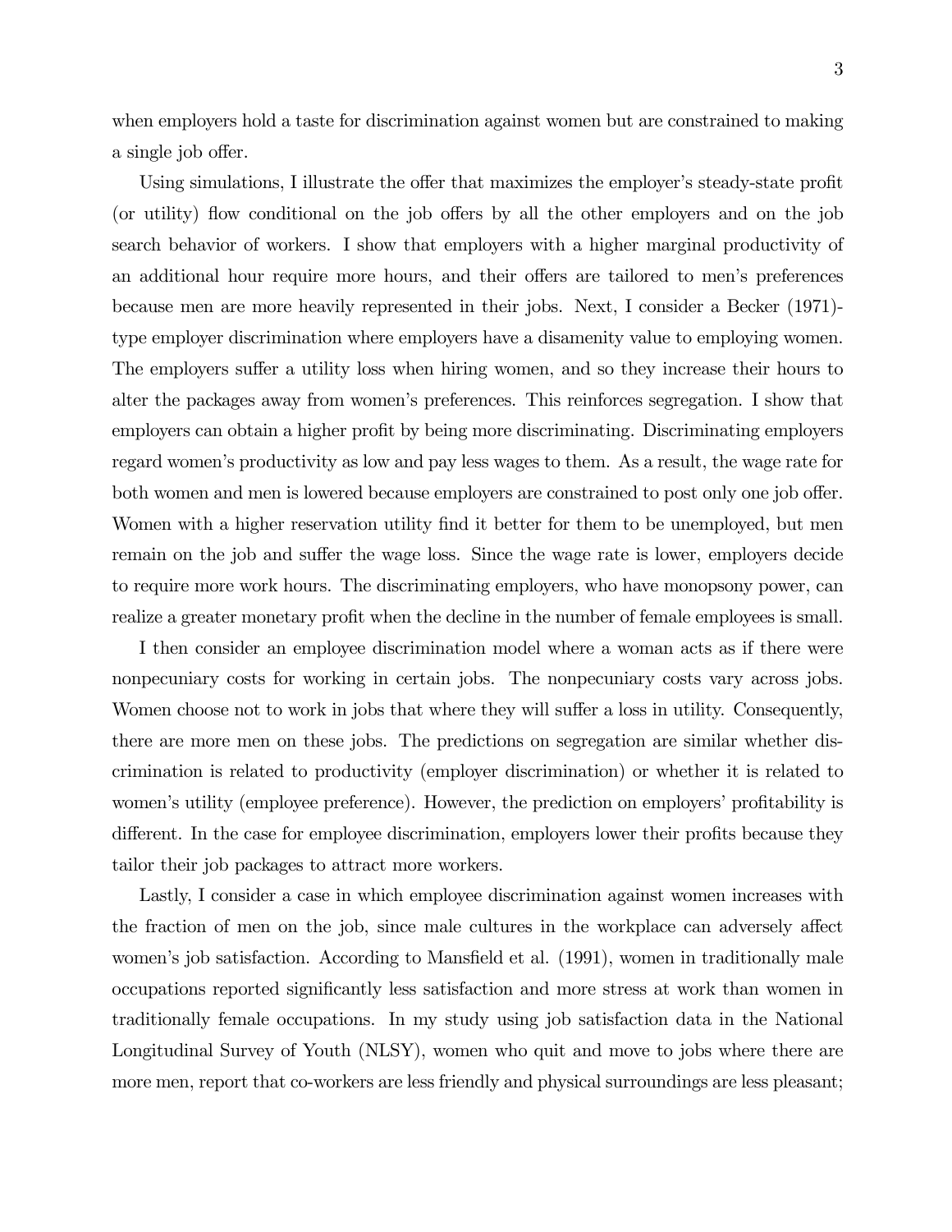when employers hold a taste for discrimination against women but are constrained to making a single job offer.

Using simulations, I illustrate the offer that maximizes the employer's steady-state profit (or utility) flow conditional on the job offers by all the other employers and on the job search behavior of workers. I show that employers with a higher marginal productivity of an additional hour require more hours, and their offers are tailored to men's preferences because men are more heavily represented in their jobs. Next, I consider a Becker (1971)-type employer discrimination where employers have a disamenity value to employing women. The employers suffer a utility loss when hiring women, and so they increase their hours to alter the packages away from women's preferences. This reinforces segregation. I show that employers can obtain a higher profit by being more discriminating. Discriminating employers regard women's productivity as low and pay less wages to them. As a result, the wage rate for both women and men is lowered because employers are constrained to post only one job offer. Women with a higher reservation utility find it better for them to be unemployed, but men remain on the job and suffer the wage loss. Since the wage rate is lower, employers decide to require more work hours. The discriminating employers, who have monopsony power, can realize a greater monetary profit when the decline in the number of female employees is small.

I then consider an employee discrimination model where a woman acts as if there were nonpecuniary costs for working in certain jobs. The nonpecuniary costs vary across jobs. Women choose not to work in jobs that where they will suffer a loss in utility. Consequently, there are more men on these jobs. The predictions on segregation are similar whether discrimination is related to productivity (employer discrimination) or whether it is related to women's utility (employee preference). However, the prediction on employers' profitability is different. In the case for employee discrimination, employers lower their profits because they tailor their job packages to attract more workers.

Lastly, I consider a case in which employee discrimination against women increases with the fraction of men on the job, since male cultures in the workplace can adversely affect women's job satisfaction. According to Mansfield et al. (1991), women in traditionally male occupations reported significantly less satisfaction and more stress at work than women in traditionally female occupations. In my study using job satisfaction data in the National Longitudinal Survey of Youth (NLSY), women who quit and move to jobs where there are more men, report that co-workers are less friendly and physical surroundings are less pleasant;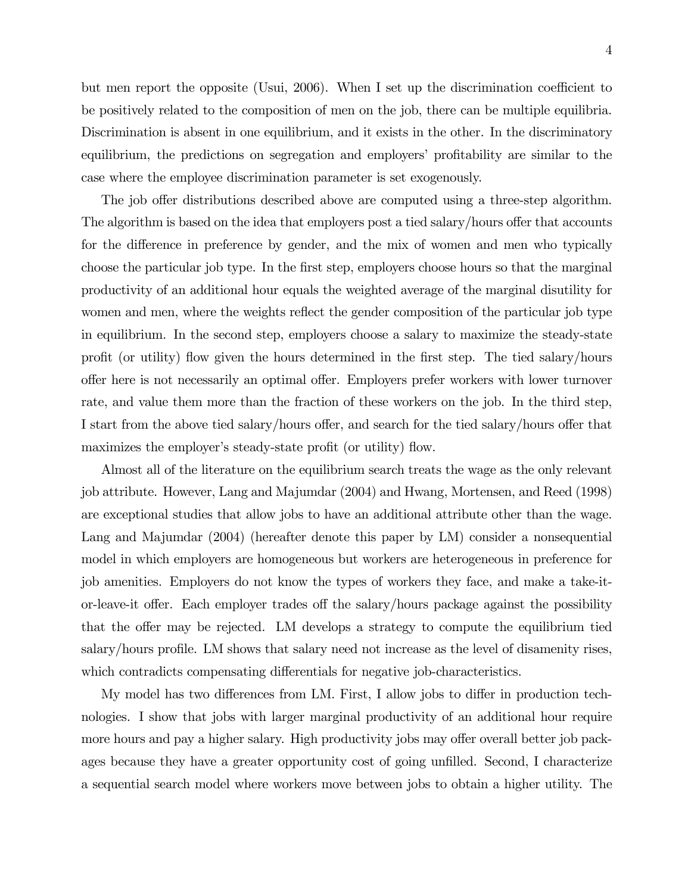but men report the opposite (Usui, 2006). When I set up the discrimination coefficient to be positively related to the composition of men on the job, there can be multiple equilibria. Discrimination is absent in one equilibrium, and it exists in the other. In the discriminatory equilibrium, the predictions on segregation and employers' profitability are similar to the case where the employee discrimination parameter is set exogenously.

The job offer distributions described above are computed using a three-step algorithm. The algorithm is based on the idea that employers post a tied salary/hours offer that accounts for the difference in preference by gender, and the mix of women and men who typically choose the particular job type. In the first step, employers choose hours so that the marginal productivity of an additional hour equals the weighted average of the marginal disutility for women and men, where the weights reflect the gender composition of the particular job type in equilibrium. In the second step, employers choose a salary to maximize the steady-state profit (or utility) flow given the hours determined in the first step. The tied salary/hours offer here is not necessarily an optimal offer. Employers prefer workers with lower turnover rate, and value them more than the fraction of these workers on the job. In the third step, I start from the above tied salary/hours offer, and search for the tied salary/hours offer that maximizes the employer's steady-state profit (or utility) flow.

Almost all of the literature on the equilibrium search treats the wage as the only relevant job attribute. However, Lang and Majumdar (2004) and Hwang, Mortensen, and Reed (1998) are exceptional studies that allow jobs to have an additional attribute other than the wage. Lang and Majumdar (2004) (hereafter denote this paper by LM) consider a nonsequential model in which employers are homogeneous but workers are heterogeneous in preference for job amenities. Employers do not know the types of workers they face, and make a take-it-or-leave-it offer. Each employer trades off the salary/hours package against the possibility that the offer may be rejected. LM develops a strategy to compute the equilibrium tied salary/hours profile. LM shows that salary need not increase as the level of disamenity rises, which contradicts compensating differentials for negative job-characteristics.

My model has two differences from LM. First, I allow jobs to differ in production technologies. I show that jobs with larger marginal productivity of an additional hour require more hours and pay a higher salary. High productivity jobs may offer overall better job packages because they have a greater opportunity cost of going unfilled. Second, I characterize a sequential search model where workers move between jobs to obtain a higher utility. The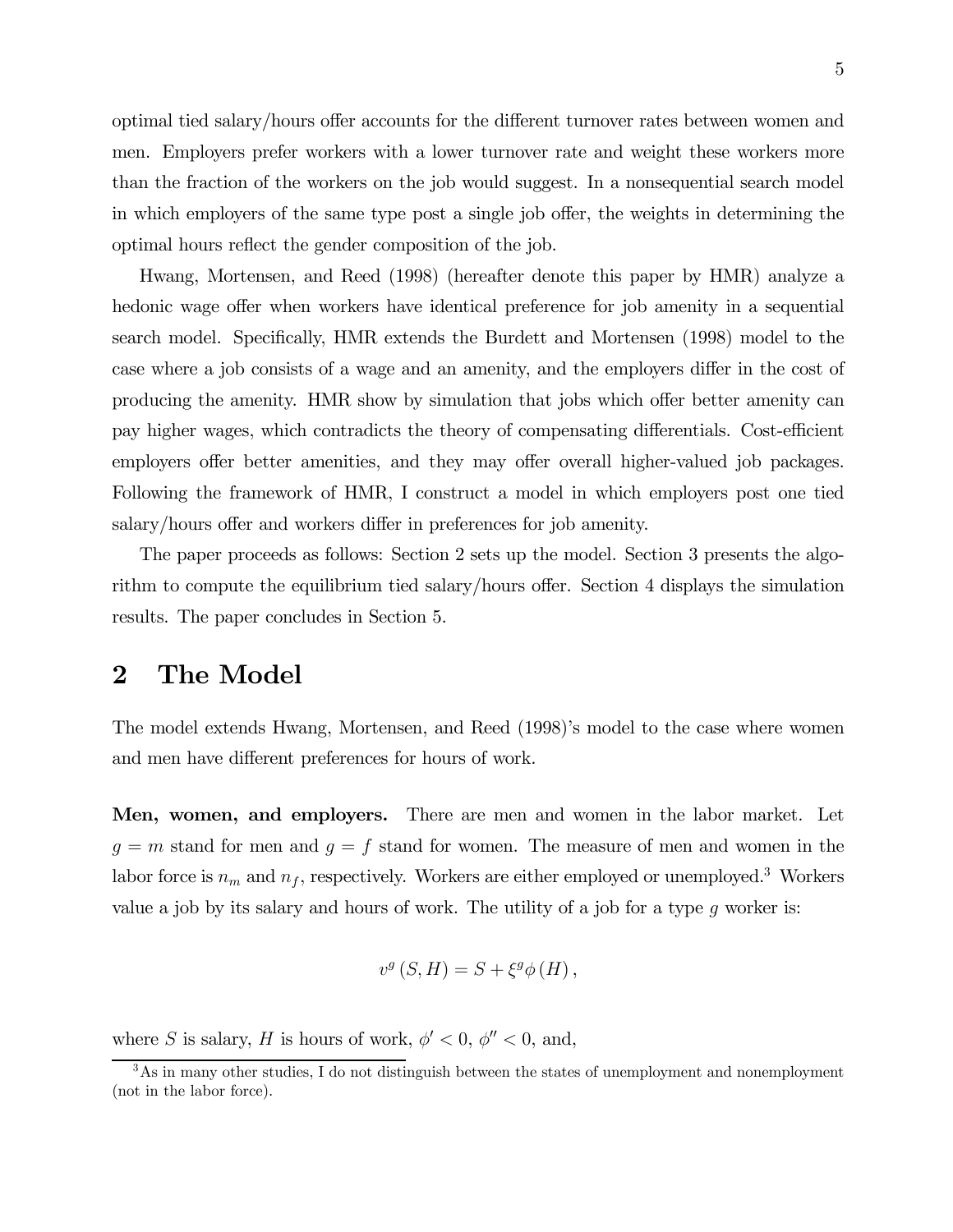optimal tied salary/hours offer accounts for the different turnover rates between women and men. Employers prefer workers with a lower turnover rate and weight these workers more than the fraction of the workers on the job would suggest. In a nonsequential search model in which employers of the same type post a single job offer, the weights in determining the optimal hours reflect the gender composition of the job.

Hwang, Mortensen, and Reed (1998) (hereafter denote this paper by HMR) analyze a hedonic wage offer when workers have identical preference for job amenity in a sequential search model. Specifically, HMR extends the Burdett and Mortensen (1998) model to the case where a job consists of a wage and an amenity, and the employers differ in the cost of producing the amenity. HMR show by simulation that jobs which offer better amenity can pay higher wages, which contradicts the theory of compensating differentials. Cost-efficient employers offer better amenities, and they may offer overall higher-valued job packages. Following the framework of HMR, I construct a model in which employers post one tied salary/hours offer and workers differ in preferences for job amenity.

The paper proceeds as follows: Section 2 sets up the model. Section 3 presents the algorithm to compute the equilibrium tied salary/hours offer. Section 4 displays the simulation results. The paper concludes in Section 5.

## 2 The Model

The model extends Hwang, Mortensen, and Reed (1998)'s model to the case where women and men have different preferences for hours of work.

**Men, women, and employers.** There are men and women in the labor market. Let $g = m$ stand for men and $g = f$ stand for women. The measure of men and women in the labor force is $n_m$ and $n_f$, respectively. Workers are either employed or unemployed.[3] Workers value a job by its salary and hours of work. The utility of a job for a type $g$ worker is:

$$v^g(S, H) = S + \xi^g \phi(H),$$

where $S$ is salary, $H$ is hours of work, $\phi' < 0$, $\phi'' < 0$, and,

[3] As in many other studies, I do not distinguish between the states of unemployment and nonemployment (not in the labor force).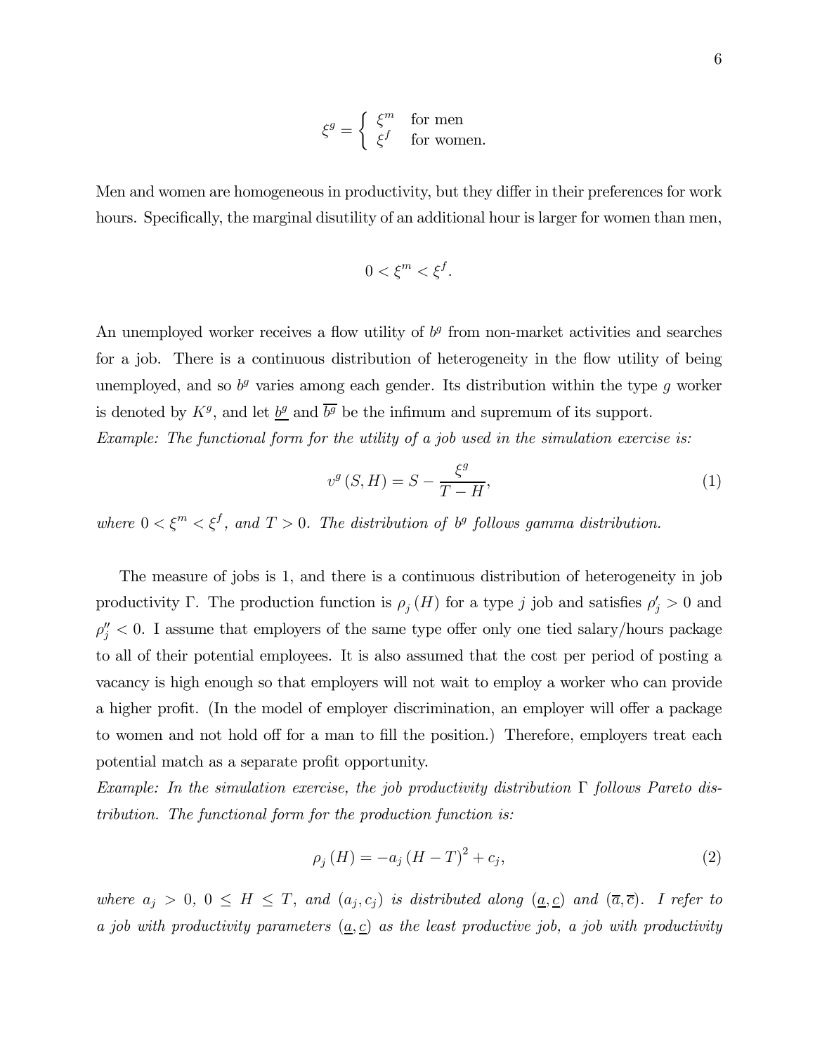$$\xi^g = \begin{cases} \xi^m & \text{for men} \\ \xi^f & \text{for women.} \end{cases}$$

Men and women are homogeneous in productivity, but they differ in their preferences for work hours. Specifically, the marginal disutility of an additional hour is larger for women than men,

$$0 < \xi^m < \xi^f.$$

An unemployed worker receives a flow utility of $b^g$ from non-market activities and searches for a job. There is a continuous distribution of heterogeneity in the flow utility of being unemployed, and so $b^g$ varies among each gender. Its distribution within the type $g$ worker is denoted by $K^g$, and let $\underline{b^g}$ and $\overline{b^g}$ be the infimum and supremum of its support.

*Example: The functional form for the utility of a job used in the simulation exercise is:*

$$v^g(S, H) = S - \frac{\xi^g}{T - H}, \tag{1}$$

*where $0 < \xi^m < \xi^f$, and $T > 0$. The distribution of $b^g$ follows gamma distribution.*

The measure of jobs is 1, and there is a continuous distribution of heterogeneity in job productivity $\Gamma$. The production function is $\rho_j(H)$ for a type $j$ job and satisfies $\rho_j' > 0$ and $\rho_j'' < 0$. I assume that employers of the same type offer only one tied salary/hours package to all of their potential employees. It is also assumed that the cost per period of posting a vacancy is high enough so that employers will not wait to employ a worker who can provide a higher profit. (In the model of employer discrimination, an employer will offer a package to women and not hold off for a man to fill the position.) Therefore, employers treat each potential match as a separate profit opportunity.

*Example: In the simulation exercise, the job productivity distribution $\Gamma$ follows Pareto distribution. The functional form for the production function is:*

$$\rho_j(H) = -a_j(H - T)^2 + c_j, \tag{2}$$

*where $a_j > 0$, $0 \leq H \leq T$, and $(a_j, c_j)$ is distributed along $(\underline{a}, \underline{c})$ and $(\overline{a}, \overline{c})$. I refer to a job with productivity parameters $(\underline{a}, \underline{c})$ as the least productive job, a job with productivity*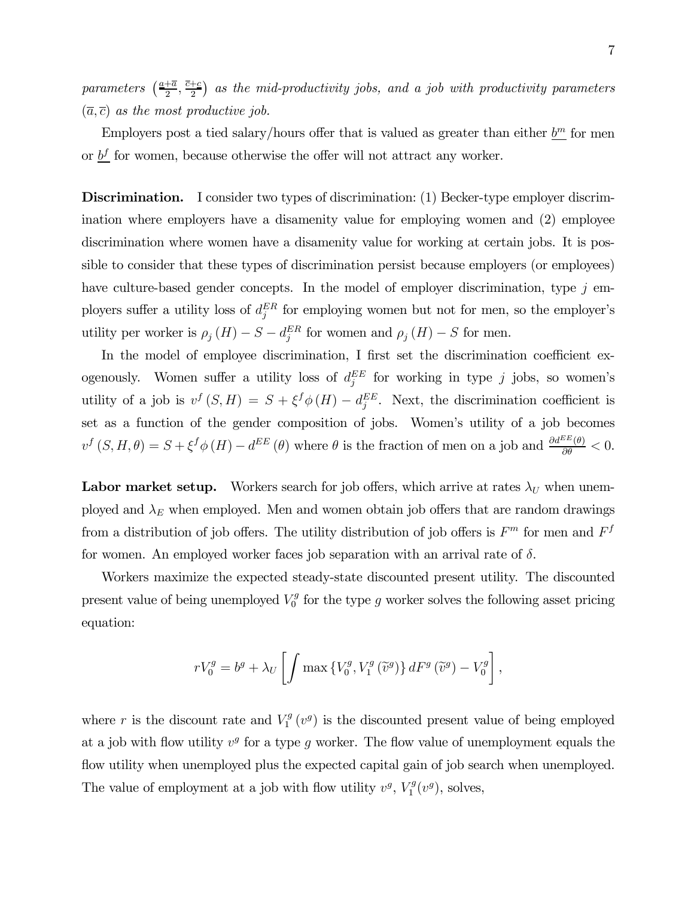*parameters* $\left(\frac{\underline{a}+\overline{a}}{2}, \frac{\overline{c}+\underline{c}}{2}\right)$ *as the mid-productivity jobs, and a job with productivity parameters* $(\overline{a}, \overline{c})$ *as the most productive job.*

Employers post a tied salary/hours offer that is valued as greater than either $\underline{b^m}$ for men or $\underline{b^f}$ for women, because otherwise the offer will not attract any worker.

**Discrimination.** I consider two types of discrimination: (1) Becker-type employer discrimination where employers have a disamenity value for employing women and (2) employee discrimination where women have a disamenity value for working at certain jobs. It is possible to consider that these types of discrimination persist because employers (or employees) have culture-based gender concepts. In the model of employer discrimination, type $j$ employers suffer a utility loss of $d_j^{ER}$ for employing women but not for men, so the employer's utility per worker is $\rho_j(H) - S - d_j^{ER}$ for women and $\rho_j(H) - S$ for men.

In the model of employee discrimination, I first set the discrimination coefficient exogenously. Women suffer a utility loss of $d_j^{EE}$ for working in type $j$ jobs, so women's utility of a job is $v^f(S, H) = S + \xi^f \phi(H) - d_j^{EE}$. Next, the discrimination coefficient is set as a function of the gender composition of jobs. Women's utility of a job becomes $v^f(S, H, \theta) = S + \xi^f \phi(H) - d^{EE}(\theta)$ where $\theta$ is the fraction of men on a job and $\frac{\partial d^{EE}(\theta)}{\partial \theta} < 0$.

**Labor market setup.** Workers search for job offers, which arrive at rates $\lambda_U$ when unemployed and $\lambda_E$ when employed. Men and women obtain job offers that are random drawings from a distribution of job offers. The utility distribution of job offers is $F^m$ for men and $F^f$ for women. An employed worker faces job separation with an arrival rate of $\delta$.

Workers maximize the expected steady-state discounted present utility. The discounted present value of being unemployed $V_0^g$ for the type $g$ worker solves the following asset pricing equation:

$$rV_0^g = b^g + \lambda_U \left[ \int \max\left\{V_0^g, V_1^g(\widetilde{v}^g)\right\} dF^g(\widetilde{v}^g) - V_0^g \right],$$

where $r$ is the discount rate and $V_1^g(v^g)$ is the discounted present value of being employed at a job with flow utility $v^g$ for a type $g$ worker. The flow value of unemployment equals the flow utility when unemployed plus the expected capital gain of job search when unemployed. The value of employment at a job with flow utility $v^g$, $V_1^g(v^g)$, solves,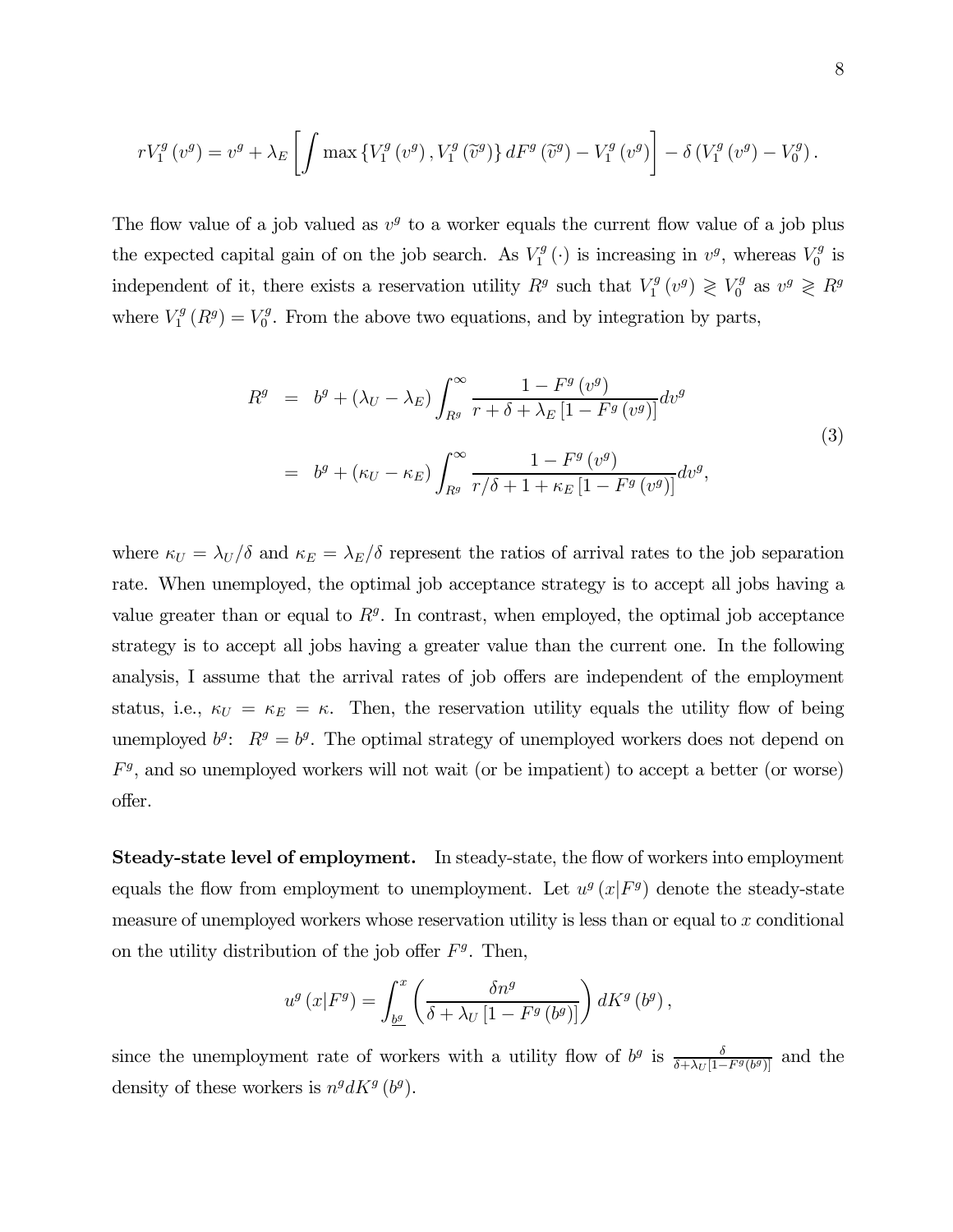$$rV_1^g(v^g) = v^g + \lambda_E \left[ \int \max\left\{V_1^g(v^g), V_1^g(\widetilde{v}^g)\right\} dF^g(\widetilde{v}^g) - V_1^g(v^g) \right] - \delta\left(V_1^g(v^g) - V_0^g\right).$$

The flow value of a job valued as $v^g$ to a worker equals the current flow value of a job plus the expected capital gain of on the job search. As $V_1^g(\cdot)$ is increasing in $v^g$, whereas $V_0^g$ is independent of it, there exists a reservation utility $R^g$ such that $V_1^g(v^g) \gtrless V_0^g$ as $v^g \gtrless R^g$ where $V_1^g(R^g) = V_0^g$. From the above two equations, and by integration by parts,

$$\begin{aligned} R^g &= b^g + (\lambda_U - \lambda_E) \int_{R^g}^{\infty} \frac{1 - F^g(v^g)}{r + \delta + \lambda_E\left[1 - F^g(v^g)\right]} dv^g \\ &= b^g + (\kappa_U - \kappa_E) \int_{R^g}^{\infty} \frac{1 - F^g(v^g)}{r/\delta + 1 + \kappa_E\left[1 - F^g(v^g)\right]} dv^g, \end{aligned} \tag{3}$$

where $\kappa_U = \lambda_U/\delta$ and $\kappa_E = \lambda_E/\delta$ represent the ratios of arrival rates to the job separation rate. When unemployed, the optimal job acceptance strategy is to accept all jobs having a value greater than or equal to $R^g$. In contrast, when employed, the optimal job acceptance strategy is to accept all jobs having a greater value than the current one. In the following analysis, I assume that the arrival rates of job offers are independent of the employment status, i.e., $\kappa_U = \kappa_E = \kappa$. Then, the reservation utility equals the utility flow of being unemployed $b^g$: $R^g = b^g$. The optimal strategy of unemployed workers does not depend on $F^g$, and so unemployed workers will not wait (or be impatient) to accept a better (or worse) offer.

**Steady-state level of employment.** In steady-state, the flow of workers into employment equals the flow from employment to unemployment. Let $u^g(x|F^g)$ denote the steady-state measure of unemployed workers whose reservation utility is less than or equal to $x$ conditional on the utility distribution of the job offer $F^g$. Then,

$$u^g(x|F^g) = \int_{\underline{b^g}}^{x} \left( \frac{\delta n^g}{\delta + \lambda_U\left[1 - F^g(b^g)\right]} \right) dK^g(b^g),$$

since the unemployment rate of workers with a utility flow of $b^g$ is $\frac{\delta}{\delta + \lambda_U[1 - F^g(b^g)]}$ and the density of these workers is $n^g dK^g(b^g)$.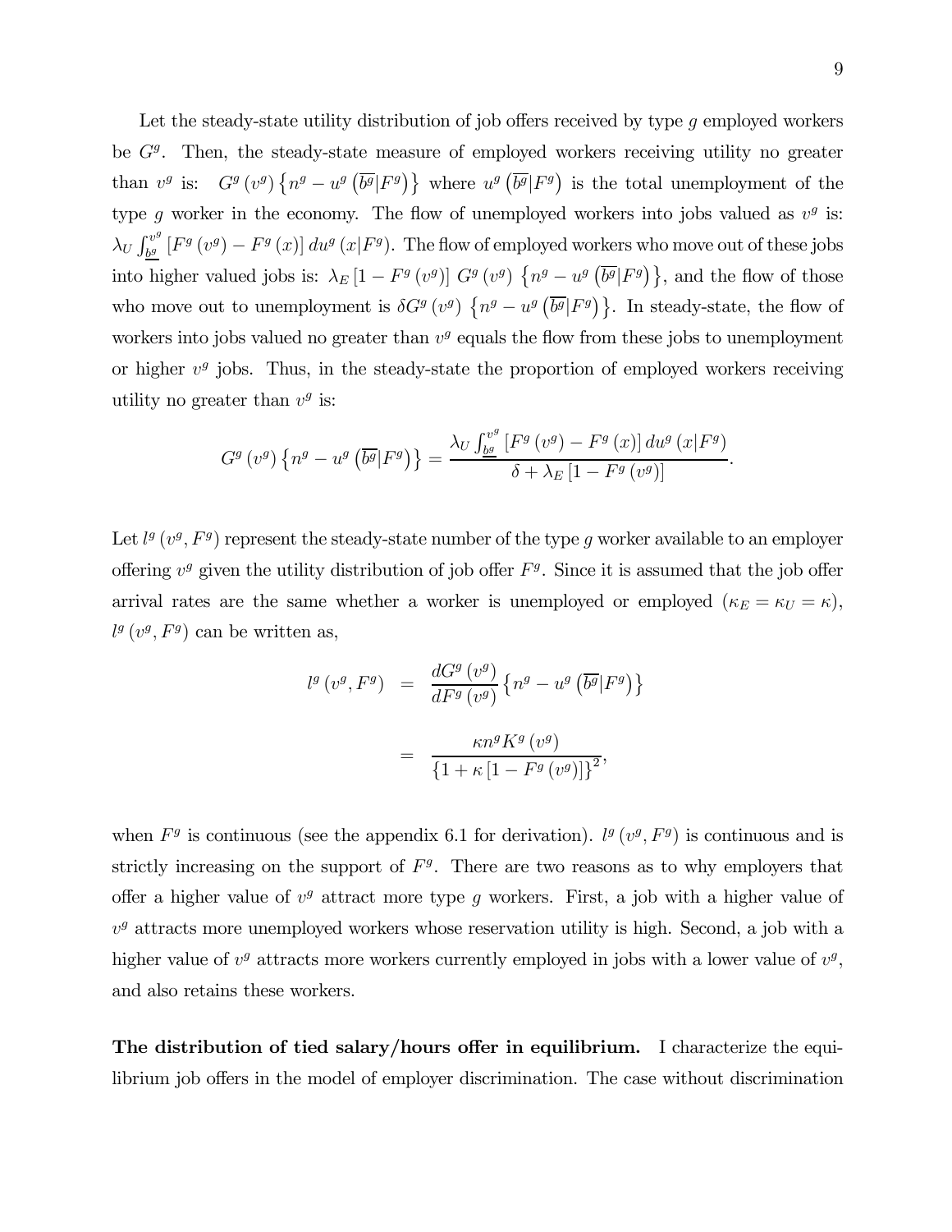Let the steady-state utility distribution of job offers received by type $g$ employed workers be $G^g$. Then, the steady-state measure of employed workers receiving utility no greater than $v^g$ is: $G^g(v^g)\{n^g - u^g(\overline{b^g}|F^g)\}$ where $u^g(\overline{b^g}|F^g)$ is the total unemployment of the type $g$ worker in the economy. The flow of unemployed workers into jobs valued as $v^g$ is: $\lambda_U \int_{\underline{b^g}}^{v^g} [F^g(v^g) - F^g(x)]\, du^g(x|F^g)$. The flow of employed workers who move out of these jobs into higher valued jobs is: $\lambda_E [1 - F^g(v^g)]\, G^g(v^g)\{n^g - u^g(\overline{b^g}|F^g)\}$, and the flow of those who move out to unemployment is $\delta G^g(v^g)\{n^g - u^g(\overline{b^g}|F^g)\}$. In steady-state, the flow of workers into jobs valued no greater than $v^g$ equals the flow from these jobs to unemployment or higher $v^g$ jobs. Thus, in the steady-state the proportion of employed workers receiving utility no greater than $v^g$ is:

$$G^g(v^g)\{n^g - u^g(\overline{b^g}|F^g)\} = \frac{\lambda_U \int_{\underline{b^g}}^{v^g} [F^g(v^g) - F^g(x)]\, du^g(x|F^g)}{\delta + \lambda_E [1 - F^g(v^g)]}.$$

Let $l^g(v^g, F^g)$ represent the steady-state number of the type $g$ worker available to an employer offering $v^g$ given the utility distribution of job offer $F^g$. Since it is assumed that the job offer arrival rates are the same whether a worker is unemployed or employed ($\kappa_E = \kappa_U = \kappa$), $l^g(v^g, F^g)$ can be written as,

$$\begin{aligned} l^g(v^g, F^g) &= \frac{dG^g(v^g)}{dF^g(v^g)}\{n^g - u^g(\overline{b^g}|F^g)\} \\ &= \frac{\kappa n^g K^g(v^g)}{\{1 + \kappa[1 - F^g(v^g)]\}^2}, \end{aligned}$$

when $F^g$ is continuous (see the appendix 6.1 for derivation). $l^g(v^g, F^g)$ is continuous and is strictly increasing on the support of $F^g$. There are two reasons as to why employers that offer a higher value of $v^g$ attract more type $g$ workers. First, a job with a higher value of $v^g$ attracts more unemployed workers whose reservation utility is high. Second, a job with a higher value of $v^g$ attracts more workers currently employed in jobs with a lower value of $v^g$, and also retains these workers.

**The distribution of tied salary/hours offer in equilibrium.** I characterize the equilibrium job offers in the model of employer discrimination. The case without discrimination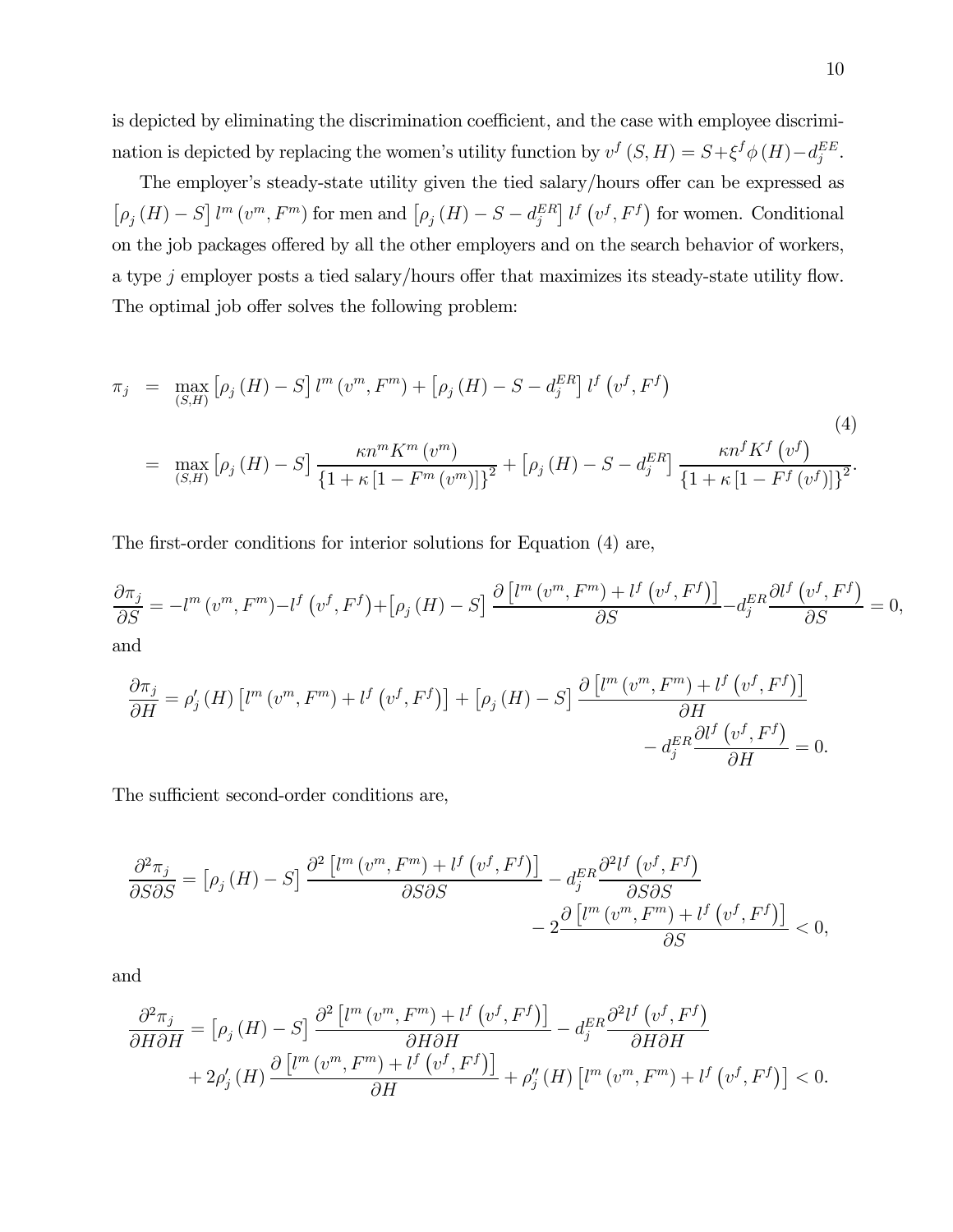is depicted by eliminating the discrimination coefficient, and the case with employee discrimination is depicted by replacing the women's utility function by $v^f(S,H) = S + \xi^f \phi(H) - d_j^{EE}$.

The employer's steady-state utility given the tied salary/hours offer can be expressed as $[\rho_j(H) - S]\, l^m(v^m, F^m)$ for men and $[\rho_j(H) - S - d_j^{ER}]\, l^f(v^f, F^f)$ for women. Conditional on the job packages offered by all the other employers and on the search behavior of workers, a type $j$ employer posts a tied salary/hours offer that maximizes its steady-state utility flow. The optimal job offer solves the following problem:

$$
\begin{aligned}
\pi_j &= \max_{(S,H)} [\rho_j(H) - S]\, l^m(v^m, F^m) + [\rho_j(H) - S - d_j^{ER}]\, l^f(v^f, F^f) \\
&= \max_{(S,H)} [\rho_j(H) - S] \frac{\kappa n^m K^m(v^m)}{\{1 + \kappa[1 - F^m(v^m)]\}^2} + [\rho_j(H) - S - d_j^{ER}] \frac{\kappa n^f K^f(v^f)}{\{1 + \kappa[1 - F^f(v^f)]\}^2}.
\end{aligned} \tag{4}
$$

The first-order conditions for interior solutions for Equation (4) are,

$$
\frac{\partial \pi_j}{\partial S} = -l^m(v^m, F^m) - l^f(v^f, F^f) + [\rho_j(H) - S] \frac{\partial [l^m(v^m, F^m) + l^f(v^f, F^f)]}{\partial S} - d_j^{ER} \frac{\partial l^f(v^f, F^f)}{\partial S} = 0,
$$

and

$$
\frac{\partial \pi_j}{\partial H} = \rho_j'(H)\, [l^m(v^m, F^m) + l^f(v^f, F^f)] + [\rho_j(H) - S] \frac{\partial [l^m(v^m, F^m) + l^f(v^f, F^f)]}{\partial H} - d_j^{ER} \frac{\partial l^f(v^f, F^f)}{\partial H} = 0.
$$

The sufficient second-order conditions are,

$$
\frac{\partial^2 \pi_j}{\partial S \partial S} = [\rho_j(H) - S] \frac{\partial^2 [l^m(v^m, F^m) + l^f(v^f, F^f)]}{\partial S \partial S} - d_j^{ER} \frac{\partial^2 l^f(v^f, F^f)}{\partial S \partial S} - 2 \frac{\partial [l^m(v^m, F^m) + l^f(v^f, F^f)]}{\partial S} < 0,
$$

and

$$
\begin{aligned}
\frac{\partial^2 \pi_j}{\partial H \partial H} &= [\rho_j(H) - S] \frac{\partial^2 [l^m(v^m, F^m) + l^f(v^f, F^f)]}{\partial H \partial H} - d_j^{ER} \frac{\partial^2 l^f(v^f, F^f)}{\partial H \partial H} \\
&\quad + 2\rho_j'(H) \frac{\partial [l^m(v^m, F^m) + l^f(v^f, F^f)]}{\partial H} + \rho_j''(H)\, [l^m(v^m, F^m) + l^f(v^f, F^f)] < 0.
\end{aligned}
$$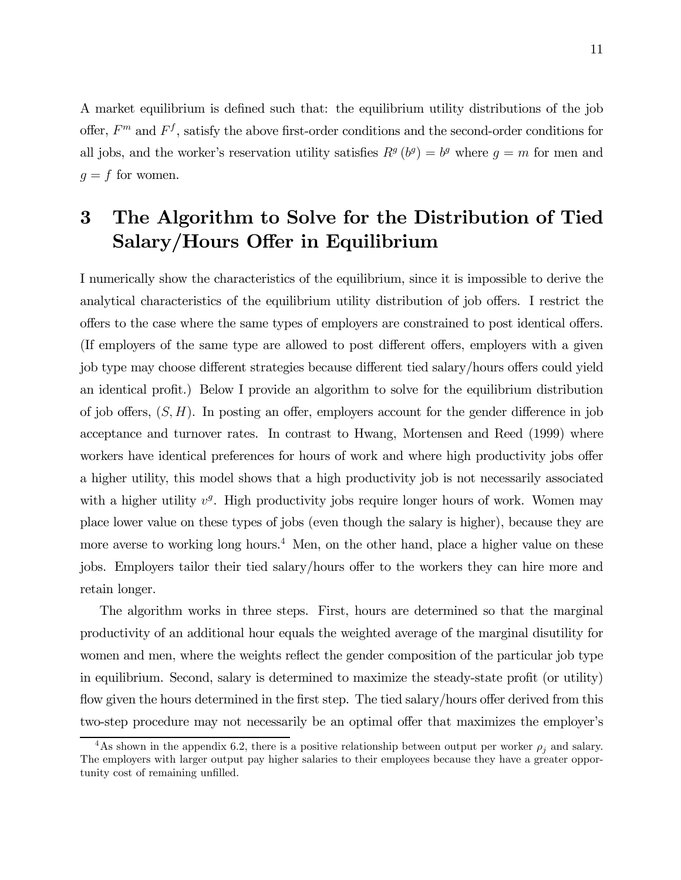A market equilibrium is defined such that: the equilibrium utility distributions of the job offer, $F^m$ and $F^f$, satisfy the above first-order conditions and the second-order conditions for all jobs, and the worker's reservation utility satisfies $R^g(b^g) = b^g$ where $g = m$ for men and $g = f$ for women.

# 3 The Algorithm to Solve for the Distribution of Tied Salary/Hours Offer in Equilibrium

I numerically show the characteristics of the equilibrium, since it is impossible to derive the analytical characteristics of the equilibrium utility distribution of job offers. I restrict the offers to the case where the same types of employers are constrained to post identical offers. (If employers of the same type are allowed to post different offers, employers with a given job type may choose different strategies because different tied salary/hours offers could yield an identical profit.) Below I provide an algorithm to solve for the equilibrium distribution of job offers, $(S, H)$. In posting an offer, employers account for the gender difference in job acceptance and turnover rates. In contrast to Hwang, Mortensen and Reed (1999) where workers have identical preferences for hours of work and where high productivity jobs offer a higher utility, this model shows that a high productivity job is not necessarily associated with a higher utility $v^g$. High productivity jobs require longer hours of work. Women may place lower value on these types of jobs (even though the salary is higher), because they are more averse to working long hours.[4] Men, on the other hand, place a higher value on these jobs. Employers tailor their tied salary/hours offer to the workers they can hire more and retain longer.

The algorithm works in three steps. First, hours are determined so that the marginal productivity of an additional hour equals the weighted average of the marginal disutility for women and men, where the weights reflect the gender composition of the particular job type in equilibrium. Second, salary is determined to maximize the steady-state profit (or utility) flow given the hours determined in the first step. The tied salary/hours offer derived from this two-step procedure may not necessarily be an optimal offer that maximizes the employer's

[4]As shown in the appendix 6.2, there is a positive relationship between output per worker $\rho_j$ and salary. The employers with larger output pay higher salaries to their employees because they have a greater opportunity cost of remaining unfilled.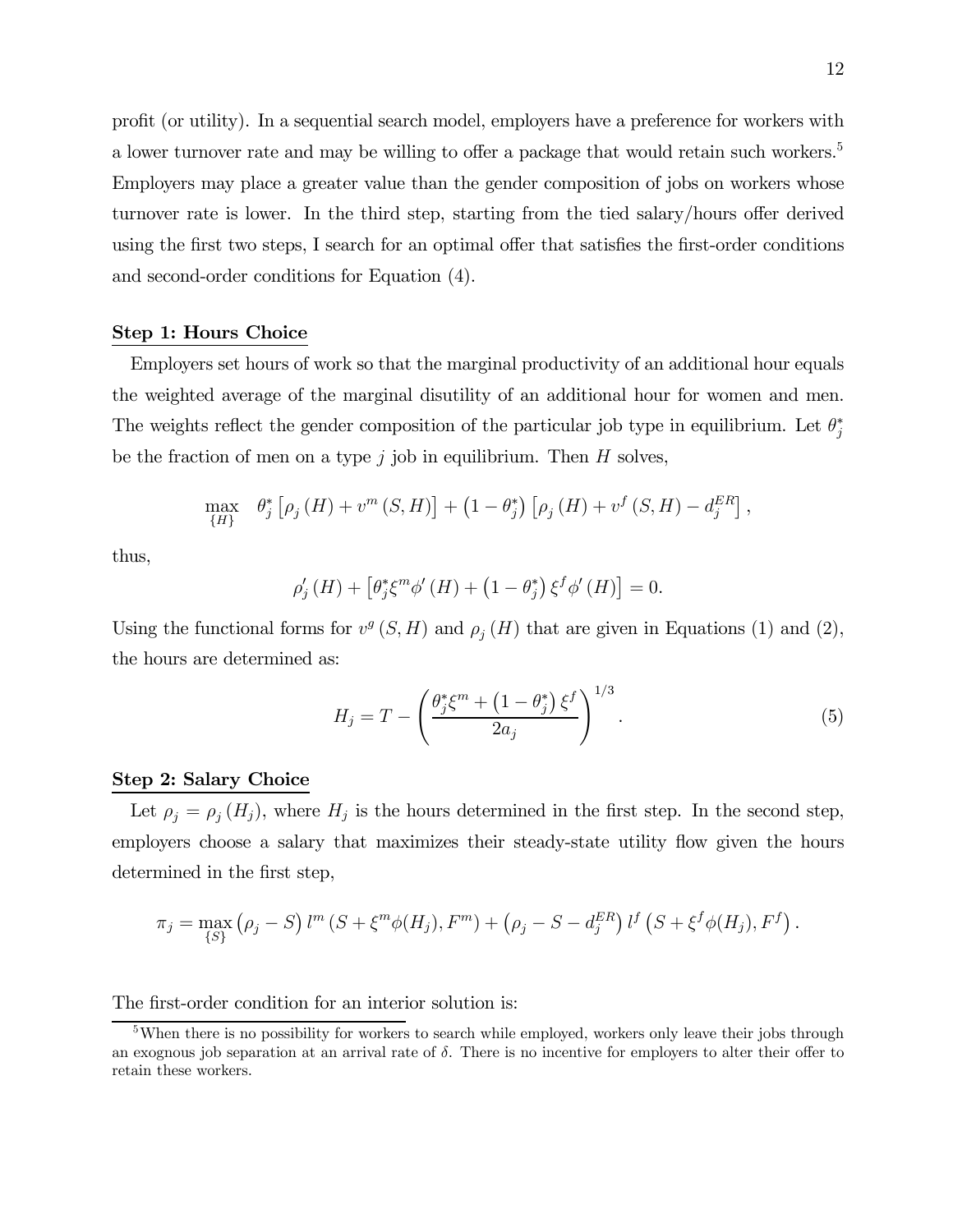profit (or utility). In a sequential search model, employers have a preference for workers with a lower turnover rate and may be willing to offer a package that would retain such workers.[5] Employers may place a greater value than the gender composition of jobs on workers whose turnover rate is lower. In the third step, starting from the tied salary/hours offer derived using the first two steps, I search for an optimal offer that satisfies the first-order conditions and second-order conditions for Equation (4).

**Step 1: Hours Choice**

Employers set hours of work so that the marginal productivity of an additional hour equals the weighted average of the marginal disutility of an additional hour for women and men. The weights reflect the gender composition of the particular job type in equilibrium. Let $\theta_j^*$ be the fraction of men on a type $j$ job in equilibrium. Then $H$ solves,

$$\max_{\{H\}} \quad \theta_j^* \left[\rho_j(H) + v^m(S,H)\right] + \left(1-\theta_j^*\right)\left[\rho_j(H) + v^f(S,H) - d_j^{ER}\right],$$

thus,

$$\rho_j'(H) + \left[\theta_j^* \xi^m \phi'(H) + \left(1-\theta_j^*\right)\xi^f \phi'(H)\right] = 0.$$

Using the functional forms for $v^g(S,H)$ and $\rho_j(H)$ that are given in Equations (1) and (2), the hours are determined as:

$$H_j = T - \left(\frac{\theta_j^* \xi^m + \left(1-\theta_j^*\right)\xi^f}{2a_j}\right)^{1/3}. \tag{5}$$

**Step 2: Salary Choice**

Let $\rho_j = \rho_j(H_j)$, where $H_j$ is the hours determined in the first step. In the second step, employers choose a salary that maximizes their steady-state utility flow given the hours determined in the first step,

$$\pi_j = \max_{\{S\}} \left(\rho_j - S\right) l^m\left(S + \xi^m \phi(H_j), F^m\right) + \left(\rho_j - S - d_j^{ER}\right) l^f\left(S + \xi^f \phi(H_j), F^f\right).$$

The first-order condition for an interior solution is:

[5] When there is no possibility for workers to search while employed, workers only leave their jobs through an exognous job separation at an arrival rate of $\delta$. There is no incentive for employers to alter their offer to retain these workers.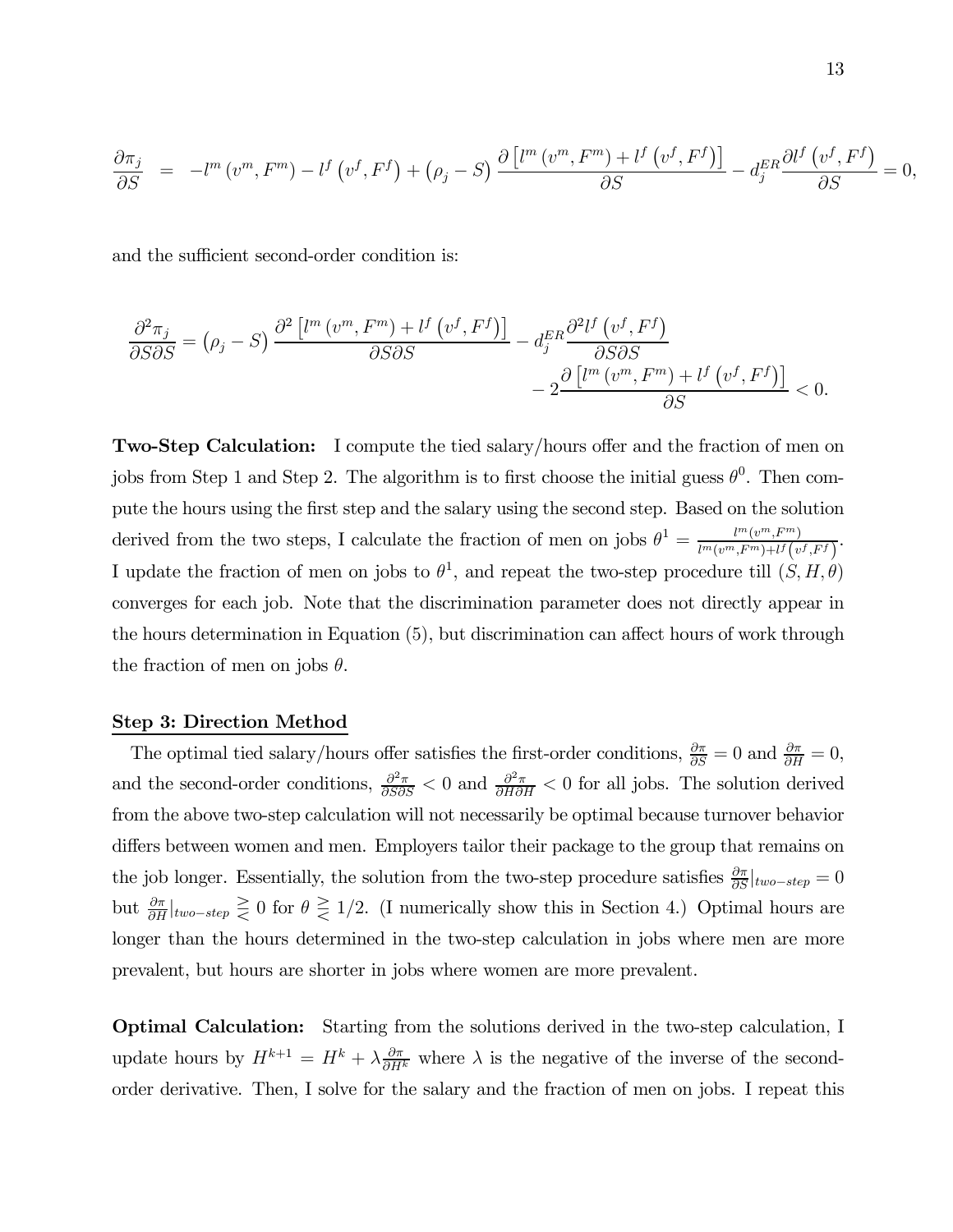$$\frac{\partial \pi_j}{\partial S} = -l^m(v^m, F^m) - l^f(v^f, F^f) + (\rho_j - S)\frac{\partial\left[l^m(v^m, F^m) + l^f(v^f, F^f)\right]}{\partial S} - d_j^{ER}\frac{\partial l^f(v^f, F^f)}{\partial S} = 0,$$

and the sufficient second-order condition is:

$$\frac{\partial^2 \pi_j}{\partial S \partial S} = (\rho_j - S)\frac{\partial^2\left[l^m(v^m, F^m) + l^f(v^f, F^f)\right]}{\partial S \partial S} - d_j^{ER}\frac{\partial^2 l^f(v^f, F^f)}{\partial S \partial S} - 2\frac{\partial\left[l^m(v^m, F^m) + l^f(v^f, F^f)\right]}{\partial S} < 0.$$

**Two-Step Calculation:** I compute the tied salary/hours offer and the fraction of men on jobs from Step 1 and Step 2. The algorithm is to first choose the initial guess $\theta^0$. Then compute the hours using the first step and the salary using the second step. Based on the solution derived from the two steps, I calculate the fraction of men on jobs $\theta^1 = \frac{l^m(v^m, F^m)}{l^m(v^m, F^m) + l^f(v^f, F^f)}$. I update the fraction of men on jobs to $\theta^1$, and repeat the two-step procedure till $(S, H, \theta)$ converges for each job. Note that the discrimination parameter does not directly appear in the hours determination in Equation (5), but discrimination can affect hours of work through the fraction of men on jobs $\theta$.

### Step 3: Direction Method

The optimal tied salary/hours offer satisfies the first-order conditions, $\frac{\partial \pi}{\partial S} = 0$ and $\frac{\partial \pi}{\partial H} = 0$, and the second-order conditions, $\frac{\partial^2 \pi}{\partial S \partial S} < 0$ and $\frac{\partial^2 \pi}{\partial H \partial H} < 0$ for all jobs. The solution derived from the above two-step calculation will not necessarily be optimal because turnover behavior differs between women and men. Employers tailor their package to the group that remains on the job longer. Essentially, the solution from the two-step procedure satisfies $\frac{\partial \pi}{\partial S}|_{two-step} = 0$ but $\frac{\partial \pi}{\partial H}|_{two-step} \gtreqless 0$ for $\theta \gtreqless 1/2$. (I numerically show this in Section 4.) Optimal hours are longer than the hours determined in the two-step calculation in jobs where men are more prevalent, but hours are shorter in jobs where women are more prevalent.

**Optimal Calculation:** Starting from the solutions derived in the two-step calculation, I update hours by $H^{k+1} = H^k + \lambda \frac{\partial \pi}{\partial H^k}$ where $\lambda$ is the negative of the inverse of the second-order derivative. Then, I solve for the salary and the fraction of men on jobs. I repeat this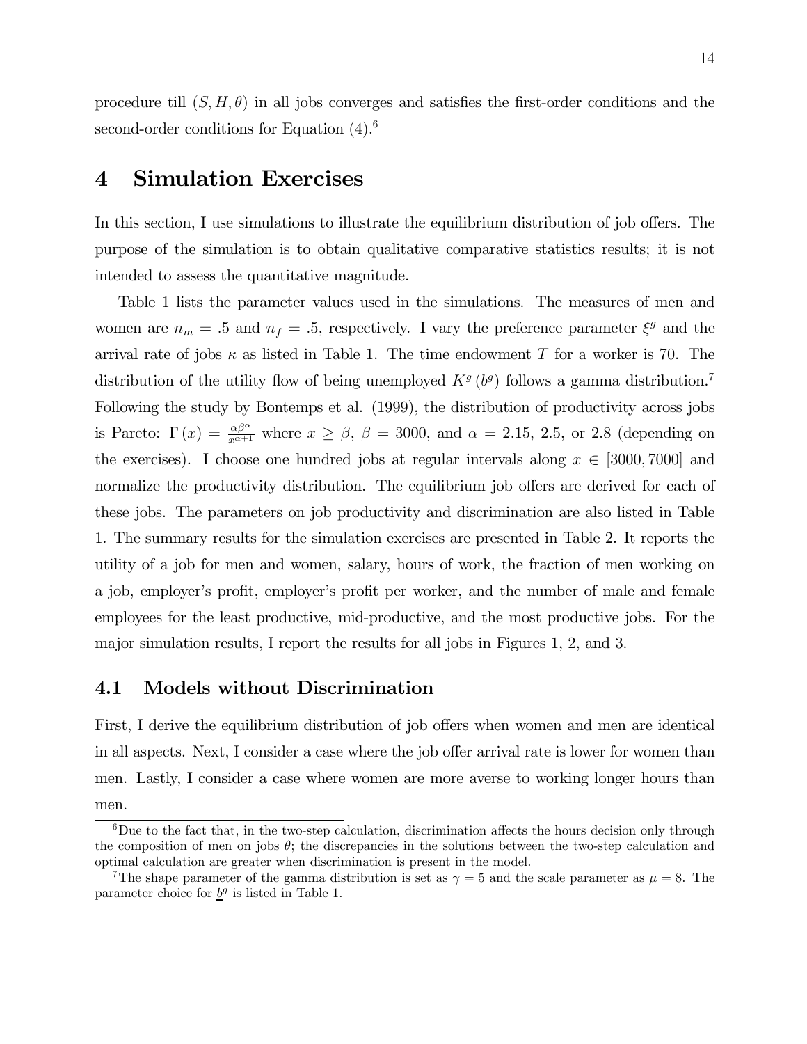procedure till $(S, H, \theta)$ in all jobs converges and satisfies the first-order conditions and the second-order conditions for Equation (4).[6]

# 4 Simulation Exercises

In this section, I use simulations to illustrate the equilibrium distribution of job offers. The purpose of the simulation is to obtain qualitative comparative statistics results; it is not intended to assess the quantitative magnitude.

Table 1 lists the parameter values used in the simulations. The measures of men and women are $n_m = .5$ and $n_f = .5$, respectively. I vary the preference parameter $\xi^g$ and the arrival rate of jobs $\kappa$ as listed in Table 1. The time endowment $T$ for a worker is 70. The distribution of the utility flow of being unemployed $K^g(b^g)$ follows a gamma distribution.[7] Following the study by Bontemps et al. (1999), the distribution of productivity across jobs is Pareto: $\Gamma(x) = \frac{\alpha\beta^\alpha}{x^{\alpha+1}}$ where $x \geq \beta$, $\beta = 3000$, and $\alpha = 2.15$, 2.5, or 2.8 (depending on the exercises). I choose one hundred jobs at regular intervals along $x \in [3000, 7000]$ and normalize the productivity distribution. The equilibrium job offers are derived for each of these jobs. The parameters on job productivity and discrimination are also listed in Table 1. The summary results for the simulation exercises are presented in Table 2. It reports the utility of a job for men and women, salary, hours of work, the fraction of men working on a job, employer's profit, employer's profit per worker, and the number of male and female employees for the least productive, mid-productive, and the most productive jobs. For the major simulation results, I report the results for all jobs in Figures 1, 2, and 3.

## 4.1 Models without Discrimination

First, I derive the equilibrium distribution of job offers when women and men are identical in all aspects. Next, I consider a case where the job offer arrival rate is lower for women than men. Lastly, I consider a case where women are more averse to working longer hours than men.

[6] Due to the fact that, in the two-step calculation, discrimination affects the hours decision only through the composition of men on jobs $\theta$; the discrepancies in the solutions between the two-step calculation and optimal calculation are greater when discrimination is present in the model.

[7] The shape parameter of the gamma distribution is set as $\gamma = 5$ and the scale parameter as $\mu = 8$. The parameter choice for $\underline{b}^g$ is listed in Table 1.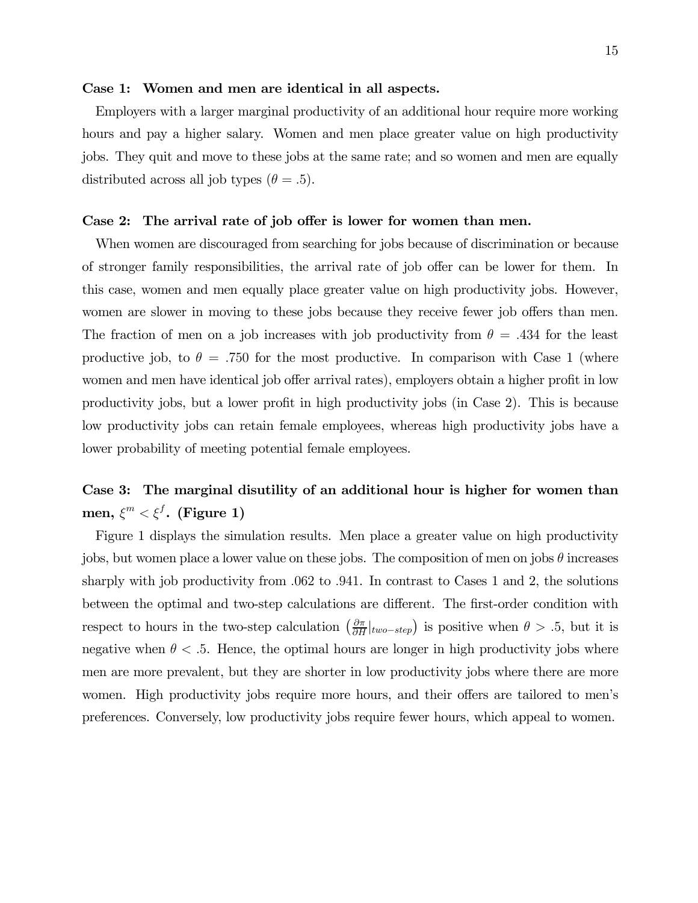**Case 1: Women and men are identical in all aspects.**

Employers with a larger marginal productivity of an additional hour require more working hours and pay a higher salary. Women and men place greater value on high productivity jobs. They quit and move to these jobs at the same rate; and so women and men are equally distributed across all job types ($\theta = .5$).

**Case 2: The arrival rate of job offer is lower for women than men.**

When women are discouraged from searching for jobs because of discrimination or because of stronger family responsibilities, the arrival rate of job offer can be lower for them. In this case, women and men equally place greater value on high productivity jobs. However, women are slower in moving to these jobs because they receive fewer job offers than men. The fraction of men on a job increases with job productivity from $\theta = .434$ for the least productive job, to $\theta = .750$ for the most productive. In comparison with Case 1 (where women and men have identical job offer arrival rates), employers obtain a higher profit in low productivity jobs, but a lower profit in high productivity jobs (in Case 2). This is because low productivity jobs can retain female employees, whereas high productivity jobs have a lower probability of meeting potential female employees.

**Case 3: The marginal disutility of an additional hour is higher for women than men, $\xi^m < \xi^f$. (Figure 1)**

Figure 1 displays the simulation results. Men place a greater value on high productivity jobs, but women place a lower value on these jobs. The composition of men on jobs $\theta$ increases sharply with job productivity from .062 to .941. In contrast to Cases 1 and 2, the solutions between the optimal and two-step calculations are different. The first-order condition with respect to hours in the two-step calculation $\left(\frac{\partial \pi}{\partial H}|_{two-step}\right)$ is positive when $\theta > .5$, but it is negative when $\theta < .5$. Hence, the optimal hours are longer in high productivity jobs where men are more prevalent, but they are shorter in low productivity jobs where there are more women. High productivity jobs require more hours, and their offers are tailored to men's preferences. Conversely, low productivity jobs require fewer hours, which appeal to women.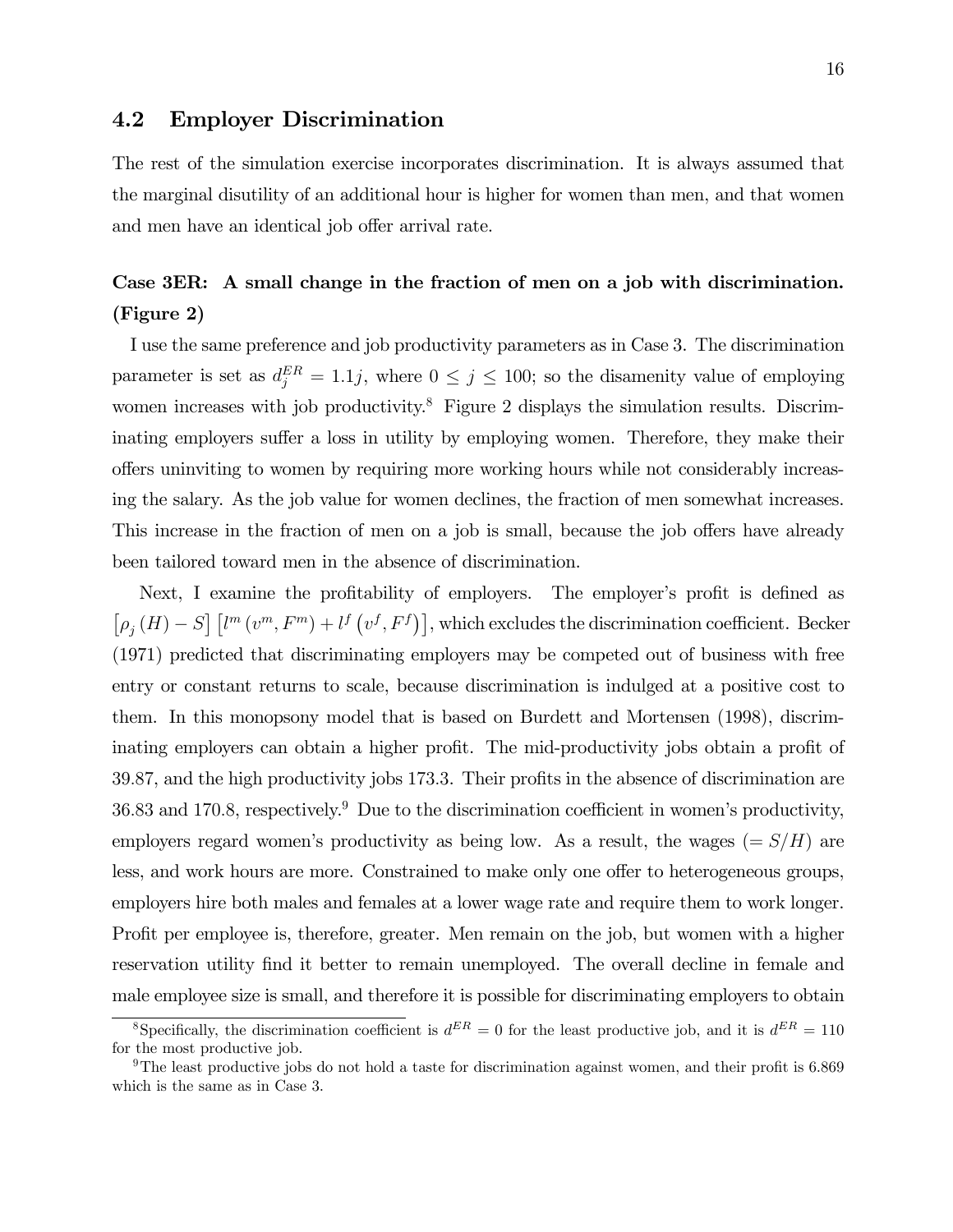### 4.2 Employer Discrimination

The rest of the simulation exercise incorporates discrimination. It is always assumed that the marginal disutility of an additional hour is higher for women than men, and that women and men have an identical job offer arrival rate.

**Case 3ER: A small change in the fraction of men on a job with discrimination. (Figure 2)**

I use the same preference and job productivity parameters as in Case 3. The discrimination parameter is set as $d_j^{ER} = 1.1j$, where $0 \leq j \leq 100$; so the disamenity value of employing women increases with job productivity.[8] Figure 2 displays the simulation results. Discriminating employers suffer a loss in utility by employing women. Therefore, they make their offers uninviting to women by requiring more working hours while not considerably increasing the salary. As the job value for women declines, the fraction of men somewhat increases. This increase in the fraction of men on a job is small, because the job offers have already been tailored toward men in the absence of discrimination.

Next, I examine the profitability of employers. The employer's profit is defined as $\left[\rho_j(H) - S\right]\left[l^m(v^m, F^m) + l^f(v^f, F^f)\right]$, which excludes the discrimination coefficient. Becker (1971) predicted that discriminating employers may be competed out of business with free entry or constant returns to scale, because discrimination is indulged at a positive cost to them. In this monopsony model that is based on Burdett and Mortensen (1998), discriminating employers can obtain a higher profit. The mid-productivity jobs obtain a profit of 39.87, and the high productivity jobs 173.3. Their profits in the absence of discrimination are 36.83 and 170.8, respectively.[9] Due to the discrimination coefficient in women's productivity, employers regard women's productivity as being low. As a result, the wages ($= S/H$) are less, and work hours are more. Constrained to make only one offer to heterogeneous groups, employers hire both males and females at a lower wage rate and require them to work longer. Profit per employee is, therefore, greater. Men remain on the job, but women with a higher reservation utility find it better to remain unemployed. The overall decline in female and male employee size is small, and therefore it is possible for discriminating employers to obtain

[8] Specifically, the discrimination coefficient is $d^{ER} = 0$ for the least productive job, and it is $d^{ER} = 110$ for the most productive job.

[9] The least productive jobs do not hold a taste for discrimination against women, and their profit is 6.869 which is the same as in Case 3.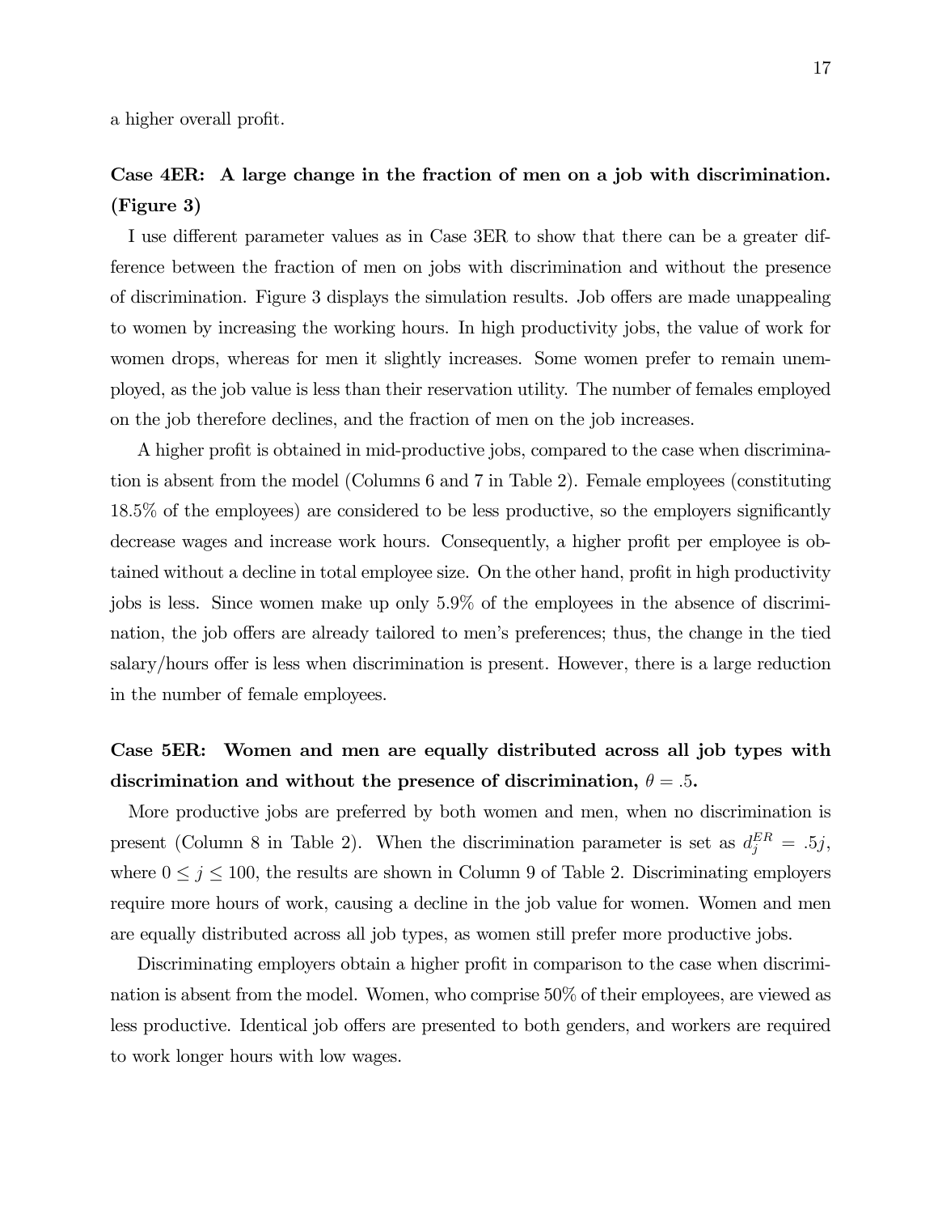a higher overall profit.

**Case 4ER: A large change in the fraction of men on a job with discrimination. (Figure 3)**

I use different parameter values as in Case 3ER to show that there can be a greater difference between the fraction of men on jobs with discrimination and without the presence of discrimination. Figure 3 displays the simulation results. Job offers are made unappealing to women by increasing the working hours. In high productivity jobs, the value of work for women drops, whereas for men it slightly increases. Some women prefer to remain unemployed, as the job value is less than their reservation utility. The number of females employed on the job therefore declines, and the fraction of men on the job increases.

A higher profit is obtained in mid-productive jobs, compared to the case when discrimination is absent from the model (Columns 6 and 7 in Table 2). Female employees (constituting 18.5% of the employees) are considered to be less productive, so the employers significantly decrease wages and increase work hours. Consequently, a higher profit per employee is obtained without a decline in total employee size. On the other hand, profit in high productivity jobs is less. Since women make up only 5.9% of the employees in the absence of discrimination, the job offers are already tailored to men's preferences; thus, the change in the tied salary/hours offer is less when discrimination is present. However, there is a large reduction in the number of female employees.

**Case 5ER: Women and men are equally distributed across all job types with discrimination and without the presence of discrimination, $\theta = .5$.**

More productive jobs are preferred by both women and men, when no discrimination is present (Column 8 in Table 2). When the discrimination parameter is set as $d_j^{ER} = .5j$, where $0 \leq j \leq 100$, the results are shown in Column 9 of Table 2. Discriminating employers require more hours of work, causing a decline in the job value for women. Women and men are equally distributed across all job types, as women still prefer more productive jobs.

Discriminating employers obtain a higher profit in comparison to the case when discrimination is absent from the model. Women, who comprise 50% of their employees, are viewed as less productive. Identical job offers are presented to both genders, and workers are required to work longer hours with low wages.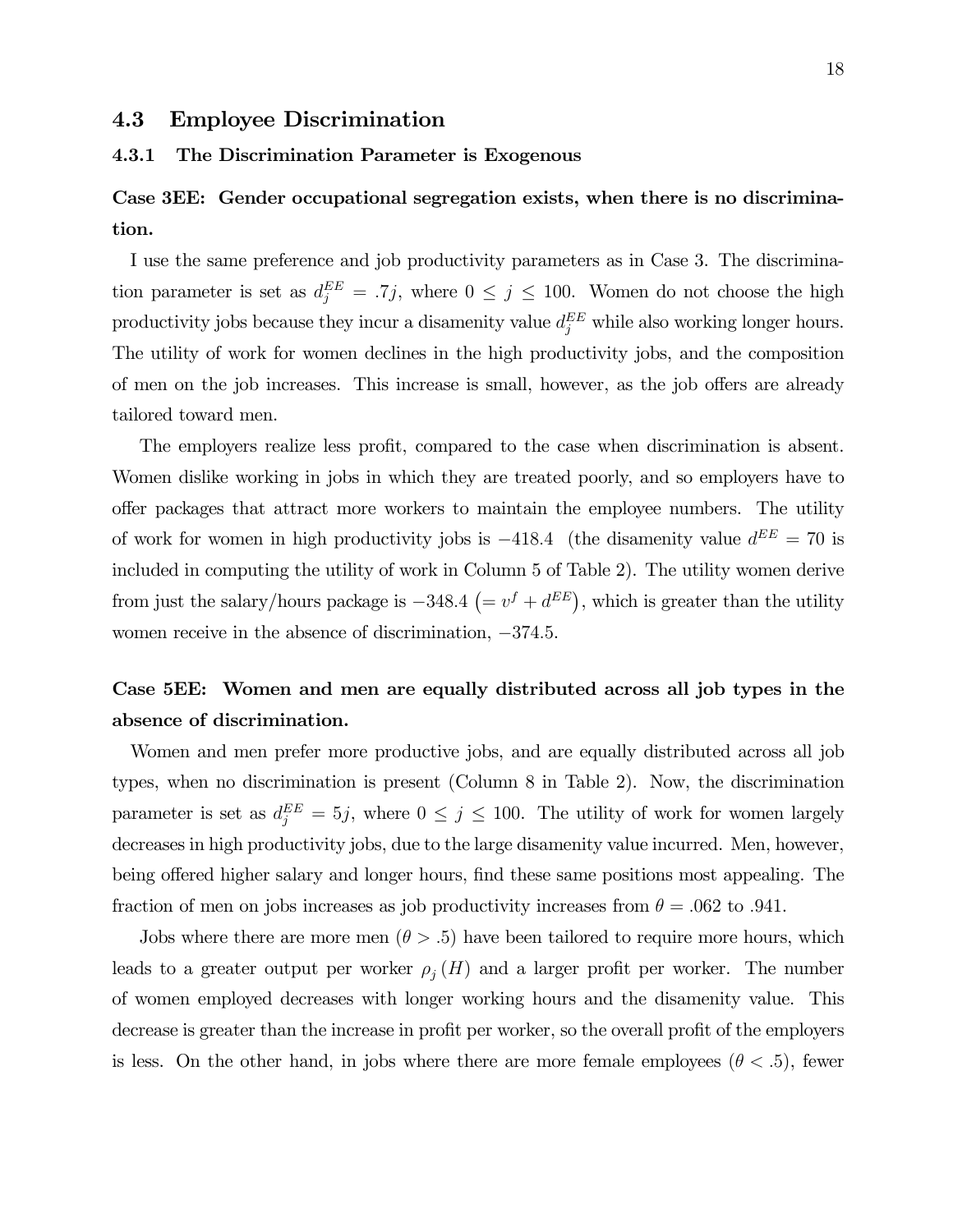### 4.3 Employee Discrimination

#### 4.3.1 The Discrimination Parameter is Exogenous

**Case 3EE: Gender occupational segregation exists, when there is no discrimination.**

I use the same preference and job productivity parameters as in Case 3. The discrimination parameter is set as $d_j^{EE} = .7j$, where $0 \leq j \leq 100$. Women do not choose the high productivity jobs because they incur a disamenity value $d_j^{EE}$ while also working longer hours. The utility of work for women declines in the high productivity jobs, and the composition of men on the job increases. This increase is small, however, as the job offers are already tailored toward men.

The employers realize less profit, compared to the case when discrimination is absent. Women dislike working in jobs in which they are treated poorly, and so employers have to offer packages that attract more workers to maintain the employee numbers. The utility of work for women in high productivity jobs is $-418.4$ (the disamenity value $d^{EE} = 70$ is included in computing the utility of work in Column 5 of Table 2). The utility women derive from just the salary/hours package is $-348.4 \left(= v^f + d^{EE}\right)$, which is greater than the utility women receive in the absence of discrimination, $-374.5$.

**Case 5EE: Women and men are equally distributed across all job types in the absence of discrimination.**

Women and men prefer more productive jobs, and are equally distributed across all job types, when no discrimination is present (Column 8 in Table 2). Now, the discrimination parameter is set as $d_j^{EE} = 5j$, where $0 \leq j \leq 100$. The utility of work for women largely decreases in high productivity jobs, due to the large disamenity value incurred. Men, however, being offered higher salary and longer hours, find these same positions most appealing. The fraction of men on jobs increases as job productivity increases from $\theta = .062$ to $.941$.

Jobs where there are more men ($\theta > .5$) have been tailored to require more hours, which leads to a greater output per worker $\rho_j(H)$ and a larger profit per worker. The number of women employed decreases with longer working hours and the disamenity value. This decrease is greater than the increase in profit per worker, so the overall profit of the employers is less. On the other hand, in jobs where there are more female employees ($\theta < .5$), fewer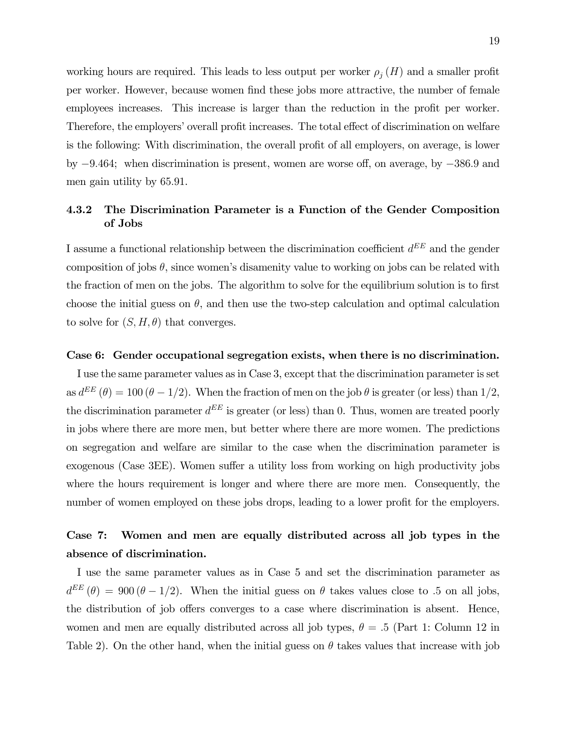working hours are required. This leads to less output per worker $\rho_j(H)$ and a smaller profit per worker. However, because women find these jobs more attractive, the number of female employees increases. This increase is larger than the reduction in the profit per worker. Therefore, the employers' overall profit increases. The total effect of discrimination on welfare is the following: With discrimination, the overall profit of all employers, on average, is lower by $-9.464$; when discrimination is present, women are worse off, on average, by $-386.9$ and men gain utility by 65.91.

### 4.3.2 The Discrimination Parameter is a Function of the Gender Composition of Jobs

I assume a functional relationship between the discrimination coefficient $d^{EE}$ and the gender composition of jobs $\theta$, since women's disamenity value to working on jobs can be related with the fraction of men on the jobs. The algorithm to solve for the equilibrium solution is to first choose the initial guess on $\theta$, and then use the two-step calculation and optimal calculation to solve for $(S, H, \theta)$ that converges.

**Case 6: Gender occupational segregation exists, when there is no discrimination.**

I use the same parameter values as in Case 3, except that the discrimination parameter is set as $d^{EE}(\theta) = 100(\theta - 1/2)$. When the fraction of men on the job $\theta$ is greater (or less) than $1/2$, the discrimination parameter $d^{EE}$ is greater (or less) than 0. Thus, women are treated poorly in jobs where there are more men, but better where there are more women. The predictions on segregation and welfare are similar to the case when the discrimination parameter is exogenous (Case 3EE). Women suffer a utility loss from working on high productivity jobs where the hours requirement is longer and where there are more men. Consequently, the number of women employed on these jobs drops, leading to a lower profit for the employers.

**Case 7: Women and men are equally distributed across all job types in the absence of discrimination.**

I use the same parameter values as in Case 5 and set the discrimination parameter as $d^{EE}(\theta) = 900(\theta - 1/2)$. When the initial guess on $\theta$ takes values close to .5 on all jobs, the distribution of job offers converges to a case where discrimination is absent. Hence, women and men are equally distributed across all job types, $\theta = .5$ (Part 1: Column 12 in Table 2). On the other hand, when the initial guess on $\theta$ takes values that increase with job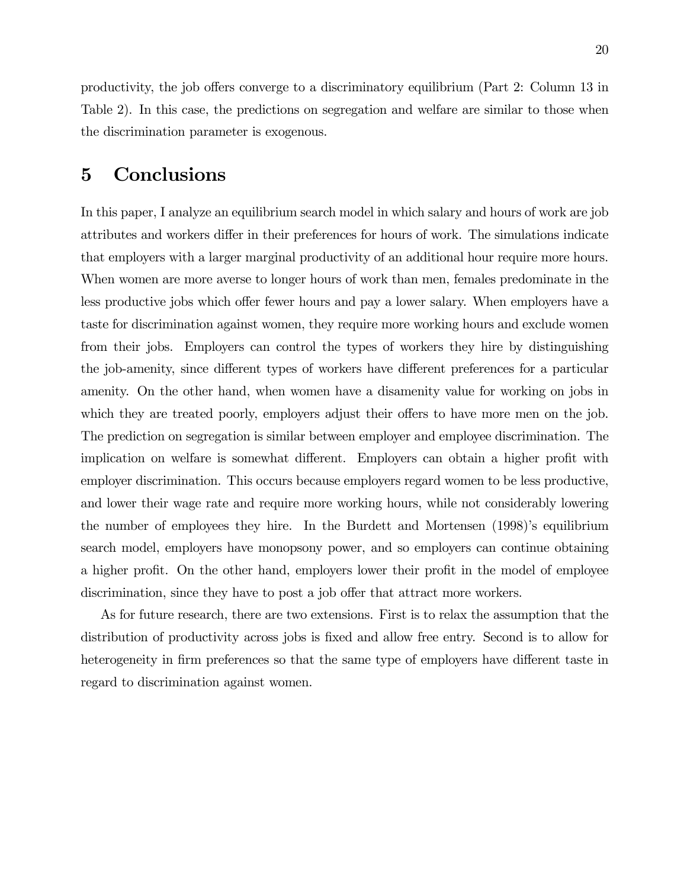productivity, the job offers converge to a discriminatory equilibrium (Part 2: Column 13 in Table 2). In this case, the predictions on segregation and welfare are similar to those when the discrimination parameter is exogenous.

# 5 Conclusions

In this paper, I analyze an equilibrium search model in which salary and hours of work are job attributes and workers differ in their preferences for hours of work. The simulations indicate that employers with a larger marginal productivity of an additional hour require more hours. When women are more averse to longer hours of work than men, females predominate in the less productive jobs which offer fewer hours and pay a lower salary. When employers have a taste for discrimination against women, they require more working hours and exclude women from their jobs. Employers can control the types of workers they hire by distinguishing the job-amenity, since different types of workers have different preferences for a particular amenity. On the other hand, when women have a disamenity value for working on jobs in which they are treated poorly, employers adjust their offers to have more men on the job. The prediction on segregation is similar between employer and employee discrimination. The implication on welfare is somewhat different. Employers can obtain a higher profit with employer discrimination. This occurs because employers regard women to be less productive, and lower their wage rate and require more working hours, while not considerably lowering the number of employees they hire. In the Burdett and Mortensen (1998)'s equilibrium search model, employers have monopsony power, and so employers can continue obtaining a higher profit. On the other hand, employers lower their profit in the model of employee discrimination, since they have to post a job offer that attract more workers.

As for future research, there are two extensions. First is to relax the assumption that the distribution of productivity across jobs is fixed and allow free entry. Second is to allow for heterogeneity in firm preferences so that the same type of employers have different taste in regard to discrimination against women.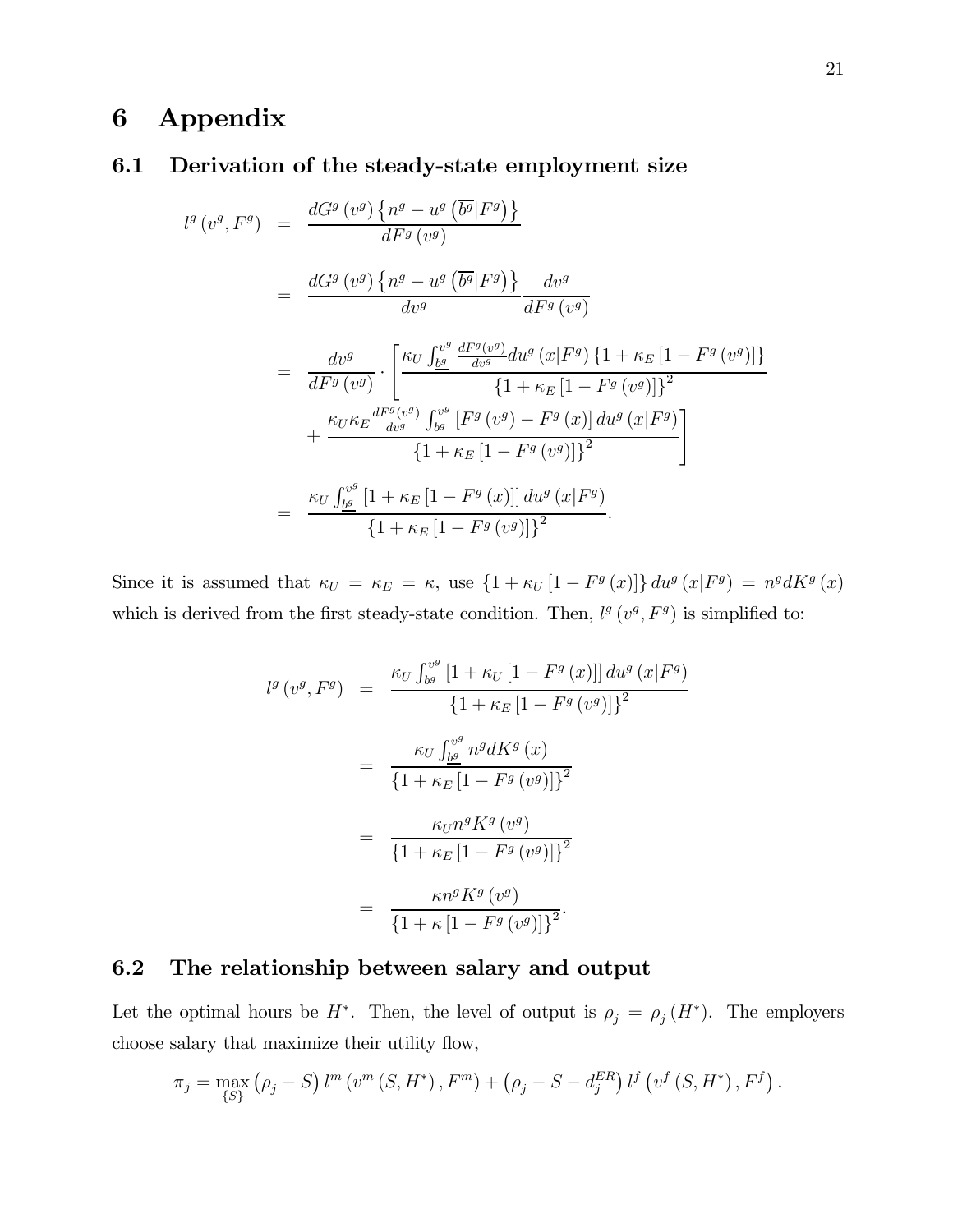# 6 Appendix

## 6.1 Derivation of the steady-state employment size

$$
\begin{aligned}
l^g\left(v^g, F^g\right) &= \frac{dG^g\left(v^g\right)\left\{n^g - u^g\left(\overline{b^g}|F^g\right)\right\}}{dF^g\left(v^g\right)} \\
&= \frac{dG^g\left(v^g\right)\left\{n^g - u^g\left(\overline{b^g}|F^g\right)\right\}}{dv^g}\frac{dv^g}{dF^g\left(v^g\right)} \\
&= \frac{dv^g}{dF^g\left(v^g\right)} \cdot \left[\frac{\kappa_U \int_{\underline{b^g}}^{v^g} \frac{dF^g(v^g)}{dv^g} du^g\left(x|F^g\right)\left\{1+\kappa_E\left[1-F^g\left(v^g\right)\right]\right\}}{\left\{1+\kappa_E\left[1-F^g\left(v^g\right)\right]\right\}^2} \right. \\
&\quad \left. + \frac{\kappa_U \kappa_E \frac{dF^g(v^g)}{dv^g} \int_{\underline{b^g}}^{v^g}\left[F^g\left(v^g\right)-F^g\left(x\right)\right] du^g\left(x|F^g\right)}{\left\{1+\kappa_E\left[1-F^g\left(v^g\right)\right]\right\}^2}\right] \\
&= \frac{\kappa_U \int_{\underline{b^g}}^{v^g}\left[1+\kappa_E\left[1-F^g\left(x\right)\right]\right] du^g\left(x|F^g\right)}{\left\{1+\kappa_E\left[1-F^g\left(v^g\right)\right]\right\}^2}.
\end{aligned}
$$

Since it is assumed that $\kappa_U = \kappa_E = \kappa$, use $\left\{1+\kappa_U\left[1-F^g\left(x\right)\right]\right\} du^g\left(x|F^g\right) = n^g dK^g\left(x\right)$ which is derived from the first steady-state condition. Then, $l^g\left(v^g, F^g\right)$ is simplified to:

$$
\begin{aligned}
l^g\left(v^g, F^g\right) &= \frac{\kappa_U \int_{\underline{b^g}}^{v^g}\left[1+\kappa_U\left[1-F^g\left(x\right)\right]\right] du^g\left(x|F^g\right)}{\left\{1+\kappa_E\left[1-F^g\left(v^g\right)\right]\right\}^2} \\
&= \frac{\kappa_U \int_{\underline{b^g}}^{v^g} n^g dK^g\left(x\right)}{\left\{1+\kappa_E\left[1-F^g\left(v^g\right)\right]\right\}^2} \\
&= \frac{\kappa_U n^g K^g\left(v^g\right)}{\left\{1+\kappa_E\left[1-F^g\left(v^g\right)\right]\right\}^2} \\
&= \frac{\kappa n^g K^g\left(v^g\right)}{\left\{1+\kappa\left[1-F^g\left(v^g\right)\right]\right\}^2}.
\end{aligned}
$$

## 6.2 The relationship between salary and output

Let the optimal hours be $H^*$. Then, the level of output is $\rho_j = \rho_j\left(H^*\right)$. The employers choose salary that maximize their utility flow,

$$
\pi_j = \max_{\{S\}} \left(\rho_j - S\right) l^m\left(v^m\left(S, H^*\right), F^m\right) + \left(\rho_j - S - d_j^{ER}\right) l^f\left(v^f\left(S, H^*\right), F^f\right).
$$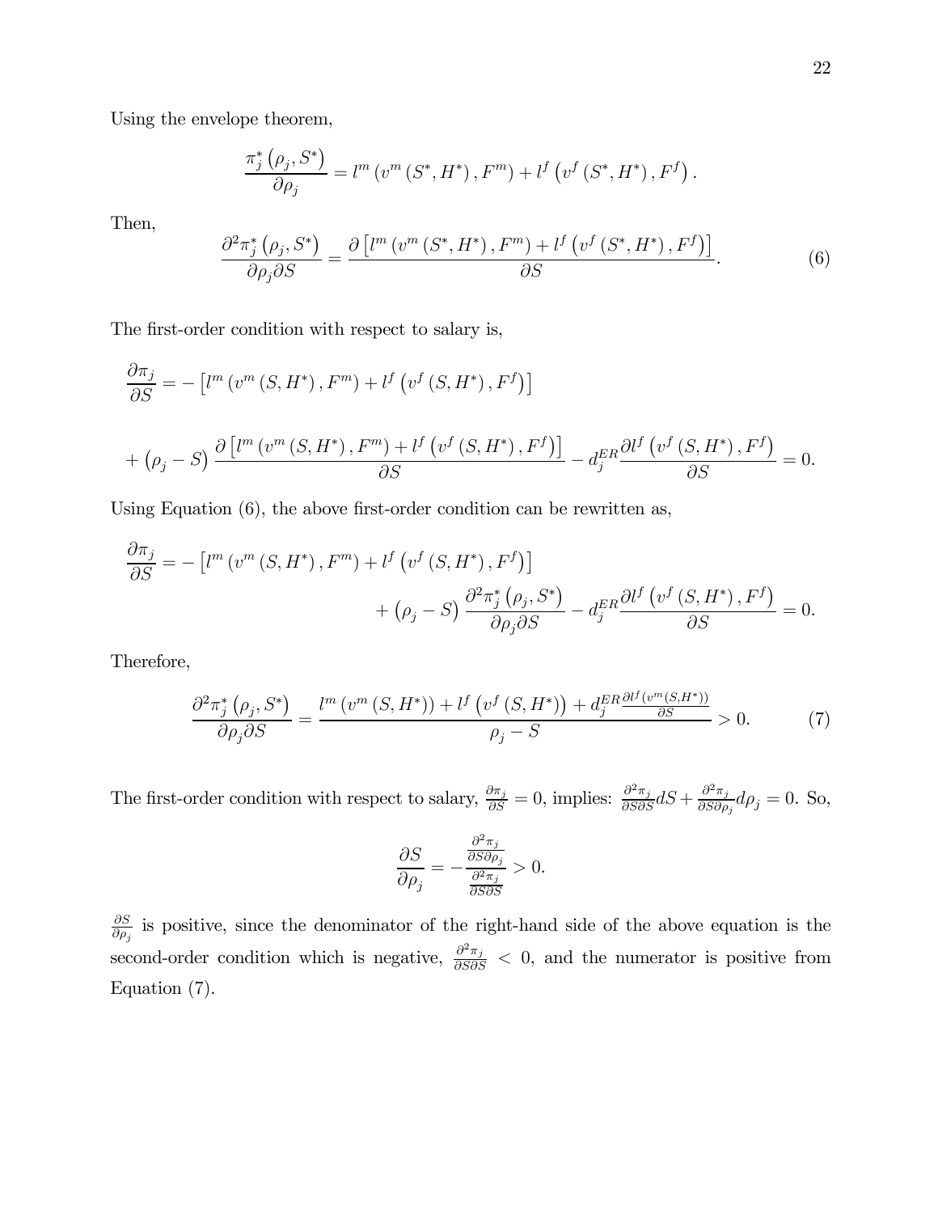Using the envelope theorem,

$$\frac{\pi_j^*\left(\rho_j, S^*\right)}{\partial \rho_j} = l^m\left(v^m\left(S^*, H^*\right), F^m\right) + l^f\left(v^f\left(S^*, H^*\right), F^f\right).$$

Then,

$$\frac{\partial^2 \pi_j^*\left(\rho_j, S^*\right)}{\partial \rho_j \partial S} = \frac{\partial\left[l^m\left(v^m\left(S^*, H^*\right), F^m\right) + l^f\left(v^f\left(S^*, H^*\right), F^f\right)\right]}{\partial S}. \tag{6}$$

The first-order condition with respect to salary is,

$$\frac{\partial \pi_j}{\partial S} = -\left[l^m\left(v^m\left(S, H^*\right), F^m\right) + l^f\left(v^f\left(S, H^*\right), F^f\right)\right]$$

$$+\left(\rho_j - S\right)\frac{\partial\left[l^m\left(v^m\left(S, H^*\right), F^m\right) + l^f\left(v^f\left(S, H^*\right), F^f\right)\right]}{\partial S} - d_j^{ER}\frac{\partial l^f\left(v^f\left(S, H^*\right), F^f\right)}{\partial S} = 0.$$

Using Equation (6), the above first-order condition can be rewritten as,

$$\frac{\partial \pi_j}{\partial S} = -\left[l^m\left(v^m\left(S, H^*\right), F^m\right) + l^f\left(v^f\left(S, H^*\right), F^f\right)\right] + \left(\rho_j - S\right)\frac{\partial^2 \pi_j^*\left(\rho_j, S^*\right)}{\partial \rho_j \partial S} - d_j^{ER}\frac{\partial l^f\left(v^f\left(S, H^*\right), F^f\right)}{\partial S} = 0.$$

Therefore,

$$\frac{\partial^2 \pi_j^*\left(\rho_j, S^*\right)}{\partial \rho_j \partial S} = \frac{l^m\left(v^m\left(S, H^*\right)\right) + l^f\left(v^f\left(S, H^*\right)\right) + d_j^{ER}\frac{\partial l^f\left(v^m\left(S, H^*\right)\right)}{\partial S}}{\rho_j - S} > 0. \tag{7}$$

The first-order condition with respect to salary, $\frac{\partial \pi_j}{\partial S} = 0$, implies: $\frac{\partial^2 \pi_j}{\partial S \partial S} dS + \frac{\partial^2 \pi_j}{\partial S \partial \rho_j} d\rho_j = 0$. So,

$$\frac{\partial S}{\partial \rho_j} = -\frac{\frac{\partial^2 \pi_j}{\partial S \partial \rho_j}}{\frac{\partial^2 \pi_j}{\partial S \partial S}} > 0.$$

$\frac{\partial S}{\partial \rho_j}$ is positive, since the denominator of the right-hand side of the above equation is the second-order condition which is negative, $\frac{\partial^2 \pi_j}{\partial S \partial S} < 0$, and the numerator is positive from Equation (7).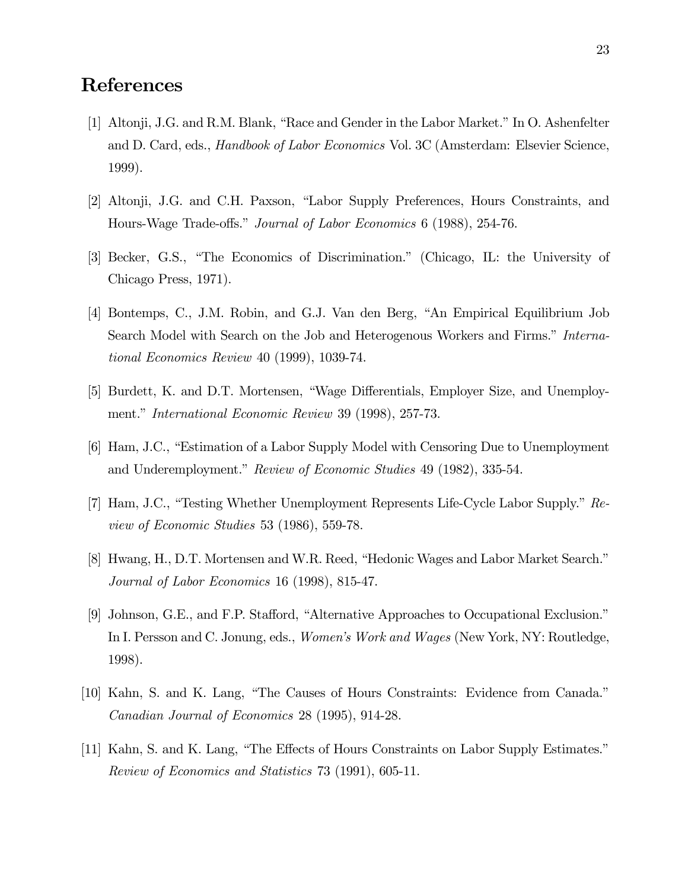## References

[1] Altonji, J.G. and R.M. Blank, "Race and Gender in the Labor Market." In O. Ashenfelter and D. Card, eds., *Handbook of Labor Economics* Vol. 3C (Amsterdam: Elsevier Science, 1999).

[2] Altonji, J.G. and C.H. Paxson, "Labor Supply Preferences, Hours Constraints, and Hours-Wage Trade-offs." *Journal of Labor Economics* 6 (1988), 254-76.

[3] Becker, G.S., "The Economics of Discrimination." (Chicago, IL: the University of Chicago Press, 1971).

[4] Bontemps, C., J.M. Robin, and G.J. Van den Berg, "An Empirical Equilibrium Job Search Model with Search on the Job and Heterogenous Workers and Firms." *International Economics Review* 40 (1999), 1039-74.

[5] Burdett, K. and D.T. Mortensen, "Wage Differentials, Employer Size, and Unemployment." *International Economic Review* 39 (1998), 257-73.

[6] Ham, J.C., "Estimation of a Labor Supply Model with Censoring Due to Unemployment and Underemployment." *Review of Economic Studies* 49 (1982), 335-54.

[7] Ham, J.C., "Testing Whether Unemployment Represents Life-Cycle Labor Supply." *Review of Economic Studies* 53 (1986), 559-78.

[8] Hwang, H., D.T. Mortensen and W.R. Reed, "Hedonic Wages and Labor Market Search." *Journal of Labor Economics* 16 (1998), 815-47.

[9] Johnson, G.E., and F.P. Stafford, "Alternative Approaches to Occupational Exclusion." In I. Persson and C. Jonung, eds., *Women's Work and Wages* (New York, NY: Routledge, 1998).

[10] Kahn, S. and K. Lang, "The Causes of Hours Constraints: Evidence from Canada." *Canadian Journal of Economics* 28 (1995), 914-28.

[11] Kahn, S. and K. Lang, "The Effects of Hours Constraints on Labor Supply Estimates." *Review of Economics and Statistics* 73 (1991), 605-11.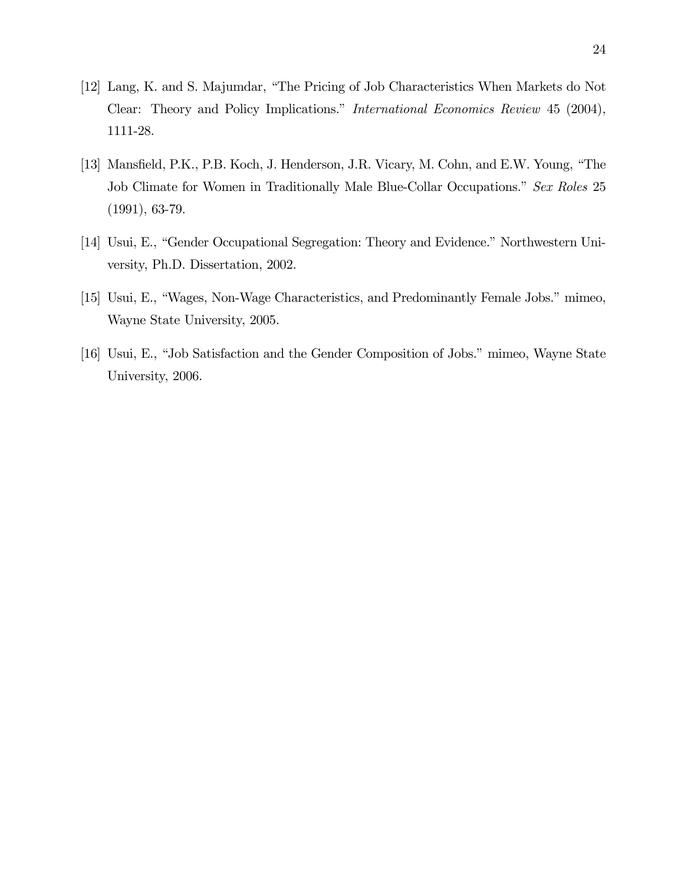[12] Lang, K. and S. Majumdar, "The Pricing of Job Characteristics When Markets do Not Clear: Theory and Policy Implications." *International Economics Review* 45 (2004), 1111-28.

[13] Mansfield, P.K., P.B. Koch, J. Henderson, J.R. Vicary, M. Cohn, and E.W. Young, "The Job Climate for Women in Traditionally Male Blue-Collar Occupations." *Sex Roles* 25 (1991), 63-79.

[14] Usui, E., "Gender Occupational Segregation: Theory and Evidence." Northwestern University, Ph.D. Dissertation, 2002.

[15] Usui, E., "Wages, Non-Wage Characteristics, and Predominantly Female Jobs." mimeo, Wayne State University, 2005.

[16] Usui, E., "Job Satisfaction and the Gender Composition of Jobs." mimeo, Wayne State University, 2006.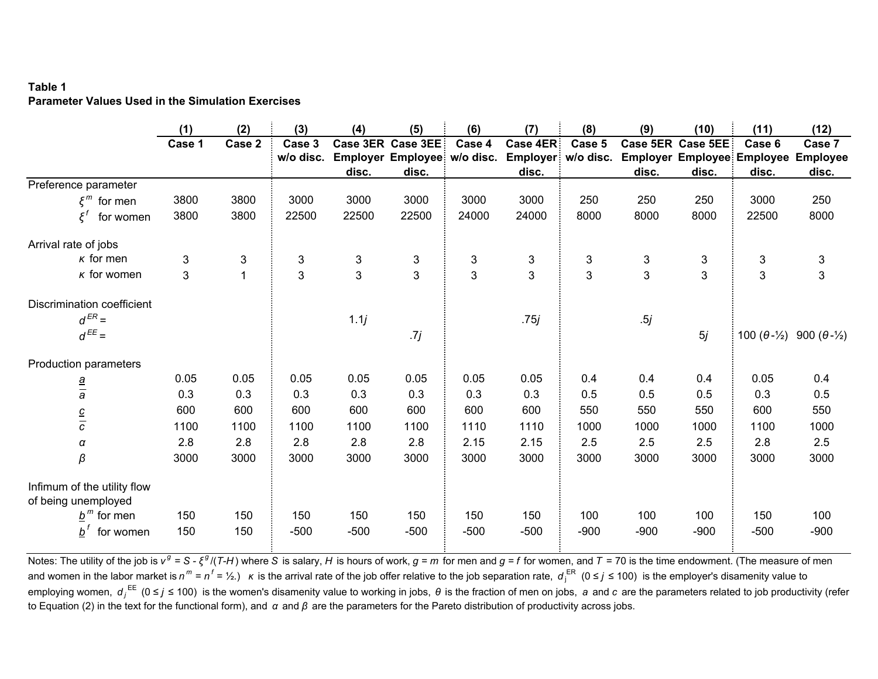**Table 1**
**Parameter Values Used in the Simulation Exercises**

| | (1) Case 1 | (2) Case 2 | (3) Case 3 w/o disc. | (4) Case 3ER Employer disc. | (5) Case 3EE Employee disc. | (6) Case 4 w/o disc. | (7) Case 4ER Employer disc. | (8) Case 5 w/o disc. | (9) Case 5ER Employer disc. | (10) Case 5EE Employee disc. | (11) Case 6 Employee disc. | (12) Case 7 Employee disc. |
|---|---|---|---|---|---|---|---|---|---|---|---|---|
| Preference parameter | | | | | | | | | | | | |
| $\xi^m$ for men | 3800 | 3800 | 3000 | 3000 | 3000 | 3000 | 3000 | 250 | 250 | 250 | 3000 | 250 |
| $\xi^f$ for women | 3800 | 3800 | 22500 | 22500 | 22500 | 24000 | 24000 | 8000 | 8000 | 8000 | 22500 | 8000 |
| Arrival rate of jobs | | | | | | | | | | | | |
| $\kappa$ for men | 3 | 3 | 3 | 3 | 3 | 3 | 3 | 3 | 3 | 3 | 3 | 3 |
| $\kappa$ for women | 3 | 1 | 3 | 3 | 3 | 3 | 3 | 3 | 3 | 3 | 3 | 3 |
| Discrimination coefficient | | | | | | | | | | | | |
| $d^{ER}$ = | | | | $1.1j$ | | | $.75j$ | | $.5j$ | | | |
| $d^{EE}$ = | | | | | $.7j$ | | | | | $5j$ | $100\,(\theta-½)$ | $900\,(\theta-½)$ |
| Production parameters | | | | | | | | | | | | |
| $\underline{a}$ | 0.05 | 0.05 | 0.05 | 0.05 | 0.05 | 0.05 | 0.05 | 0.4 | 0.4 | 0.4 | 0.05 | 0.4 |
| $\overline{a}$ | 0.3 | 0.3 | 0.3 | 0.3 | 0.3 | 0.3 | 0.3 | 0.5 | 0.5 | 0.5 | 0.3 | 0.5 |
| $\underline{c}$ | 600 | 600 | 600 | 600 | 600 | 600 | 600 | 550 | 550 | 550 | 600 | 550 |
| $\overline{c}$ | 1100 | 1100 | 1100 | 1100 | 1100 | 1110 | 1110 | 1000 | 1000 | 1000 | 1100 | 1000 |
| $\alpha$ | 2.8 | 2.8 | 2.8 | 2.8 | 2.8 | 2.15 | 2.15 | 2.5 | 2.5 | 2.5 | 2.8 | 2.5 |
| $\beta$ | 3000 | 3000 | 3000 | 3000 | 3000 | 3000 | 3000 | 3000 | 3000 | 3000 | 3000 | 3000 |
| Infimum of the utility flow of being unemployed | | | | | | | | | | | | |
| $\underline{b}^m$ for men | 150 | 150 | 150 | 150 | 150 | 150 | 150 | 100 | 100 | 100 | 150 | 100 |
| $\underline{b}^f$ for women | 150 | 150 | -500 | -500 | -500 | -500 | -500 | -900 | -900 | -900 | -500 | -900 |

Notes: The utility of the job is $v^g = S - \xi^g/(T\text{-}H)$ where $S$ is salary, $H$ is hours of work, $g = m$ for men and $g = f$ for women, and $T$ = 70 is the time endowment. (The measure of men and women in the labor market is $n^m = n^f = ½$.) $\kappa$ is the arrival rate of the job offer relative to the job separation rate, $d_j^{ER}$ $(0 \leq j \leq 100)$ is the employer's disamenity value to employing women, $d_j^{EE}$ $(0 \leq j \leq 100)$ is the women's disamenity value to working in jobs, $\theta$ is the fraction of men on jobs, $a$ and $c$ are the parameters related to job productivity (refer to Equation (2) in the text for the functional form), and $\alpha$ and $\beta$ are the parameters for the Pareto distribution of productivity across jobs.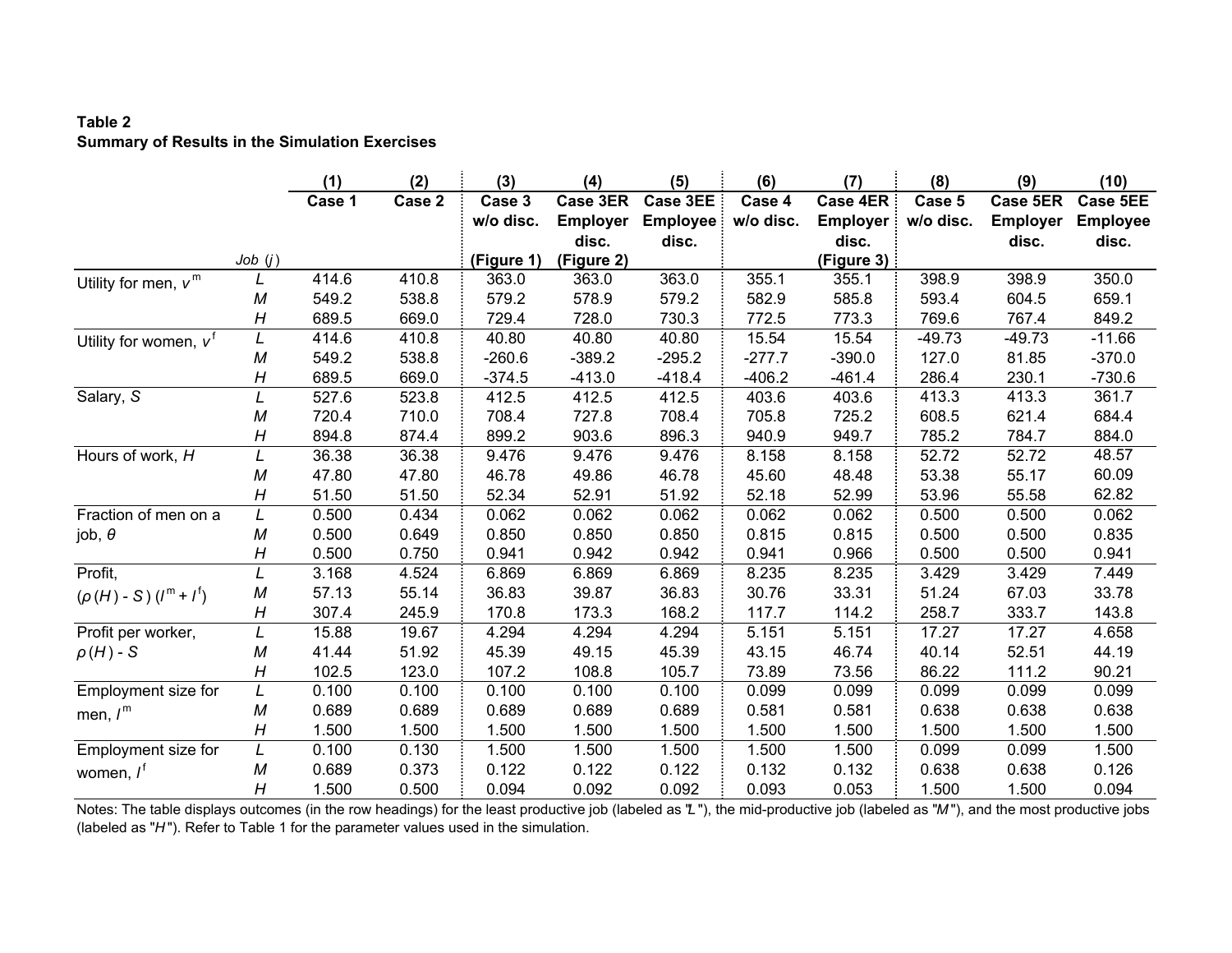**Table 2**
**Summary of Results in the Simulation Exercises**

| | Job ($j$) | (1) Case 1 | (2) Case 2 | (3) Case 3 w/o disc. (Figure 1) | (4) Case 3ER Employer disc. (Figure 2) | (5) Case 3EE Employee disc. | (6) Case 4 w/o disc. | (7) Case 4ER Employer disc. (Figure 3) | (8) Case 5 w/o disc. | (9) Case 5ER Employer disc. | (10) Case 5EE Employee disc. |
|---|---|---|---|---|---|---|---|---|---|---|---|
| Utility for men, $v^m$ | $L$ | 414.6 | 410.8 | 363.0 | 363.0 | 363.0 | 355.1 | 355.1 | 398.9 | 398.9 | 350.0 |
| | $M$ | 549.2 | 538.8 | 579.2 | 578.9 | 579.2 | 582.9 | 585.8 | 593.4 | 604.5 | 659.1 |
| | $H$ | 689.5 | 669.0 | 729.4 | 728.0 | 730.3 | 772.5 | 773.3 | 769.6 | 767.4 | 849.2 |
| Utility for women, $v^f$ | $L$ | 414.6 | 410.8 | 40.80 | 40.80 | 40.80 | 15.54 | 15.54 | -49.73 | -49.73 | -11.66 |
| | $M$ | 549.2 | 538.8 | -260.6 | -389.2 | -295.2 | -277.7 | -390.0 | 127.0 | 81.85 | -370.0 |
| | $H$ | 689.5 | 669.0 | -374.5 | -413.0 | -418.4 | -406.2 | -461.4 | 286.4 | 230.1 | -730.6 |
| Salary, $S$ | $L$ | 527.6 | 523.8 | 412.5 | 412.5 | 412.5 | 403.6 | 403.6 | 413.3 | 413.3 | 361.7 |
| | $M$ | 720.4 | 710.0 | 708.4 | 727.8 | 708.4 | 705.8 | 725.2 | 608.5 | 621.4 | 684.4 |
| | $H$ | 894.8 | 874.4 | 899.2 | 903.6 | 896.3 | 940.9 | 949.7 | 785.2 | 784.7 | 884.0 |
| Hours of work, $H$ | $L$ | 36.38 | 36.38 | 9.476 | 9.476 | 9.476 | 8.158 | 8.158 | 52.72 | 52.72 | 48.57 |
| | $M$ | 47.80 | 47.80 | 46.78 | 49.86 | 46.78 | 45.60 | 48.48 | 53.38 | 55.17 | 60.09 |
| | $H$ | 51.50 | 51.50 | 52.34 | 52.91 | 51.92 | 52.18 | 52.99 | 53.96 | 55.58 | 62.82 |
| Fraction of men on a job, $\theta$ | $L$ | 0.500 | 0.434 | 0.062 | 0.062 | 0.062 | 0.062 | 0.062 | 0.500 | 0.500 | 0.062 |
| | $M$ | 0.500 | 0.649 | 0.850 | 0.850 | 0.850 | 0.815 | 0.815 | 0.500 | 0.500 | 0.835 |
| | $H$ | 0.500 | 0.750 | 0.941 | 0.942 | 0.942 | 0.941 | 0.966 | 0.500 | 0.500 | 0.941 |
| Profit, $(\rho(H) - S)(l^m + l^f)$ | $L$ | 3.168 | 4.524 | 6.869 | 6.869 | 6.869 | 8.235 | 8.235 | 3.429 | 3.429 | 7.449 |
| | $M$ | 57.13 | 55.14 | 36.83 | 39.87 | 36.83 | 30.76 | 33.31 | 51.24 | 67.03 | 33.78 |
| | $H$ | 307.4 | 245.9 | 170.8 | 173.3 | 168.2 | 117.7 | 114.2 | 258.7 | 333.7 | 143.8 |
| Profit per worker, $\rho(H) - S$ | $L$ | 15.88 | 19.67 | 4.294 | 4.294 | 4.294 | 5.151 | 5.151 | 17.27 | 17.27 | 4.658 |
| | $M$ | 41.44 | 51.92 | 45.39 | 49.15 | 45.39 | 43.15 | 46.74 | 40.14 | 52.51 | 44.19 |
| | $H$ | 102.5 | 123.0 | 107.2 | 108.8 | 105.7 | 73.89 | 73.56 | 86.22 | 111.2 | 90.21 |
| Employment size for men, $l^m$ | $L$ | 0.100 | 0.100 | 0.100 | 0.100 | 0.100 | 0.099 | 0.099 | 0.099 | 0.099 | 0.099 |
| | $M$ | 0.689 | 0.689 | 0.689 | 0.689 | 0.689 | 0.581 | 0.581 | 0.638 | 0.638 | 0.638 |
| | $H$ | 1.500 | 1.500 | 1.500 | 1.500 | 1.500 | 1.500 | 1.500 | 1.500 | 1.500 | 1.500 |
| Employment size for women, $l^f$ | $L$ | 0.100 | 0.130 | 1.500 | 1.500 | 1.500 | 1.500 | 1.500 | 0.099 | 0.099 | 1.500 |
| | $M$ | 0.689 | 0.373 | 0.122 | 0.122 | 0.122 | 0.132 | 0.132 | 0.638 | 0.638 | 0.126 |
| | $H$ | 1.500 | 0.500 | 0.094 | 0.092 | 0.092 | 0.093 | 0.053 | 1.500 | 1.500 | 0.094 |

Notes: The table displays outcomes (in the row headings) for the least productive job (labeled as "*L*"), the mid-productive job (labeled as "*M*"), and the most productive jobs (labeled as "*H*"). Refer to Table 1 for the parameter values used in the simulation.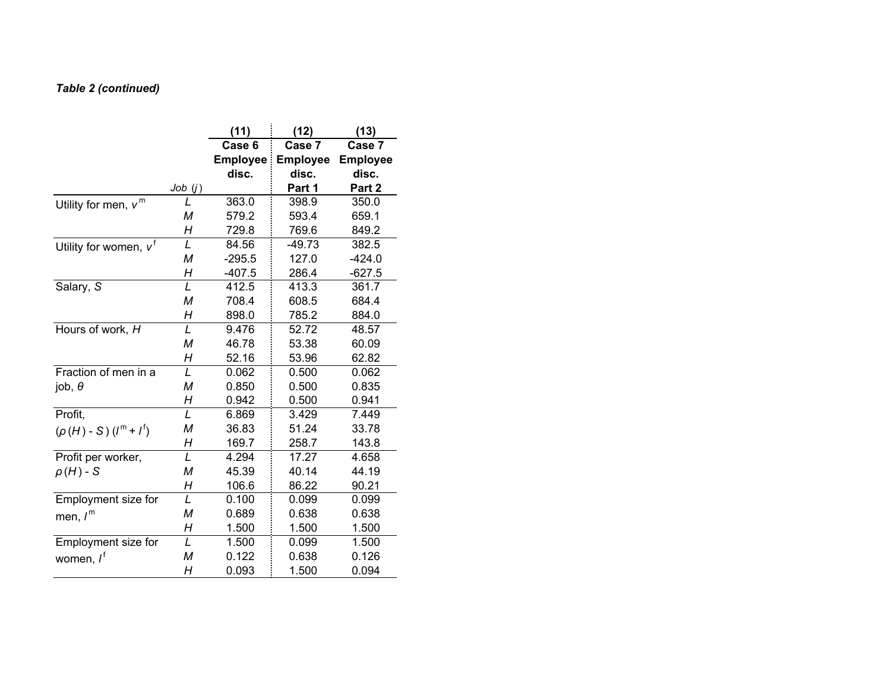***Table 2 (continued)***

| | Job ($j$) | (11) Case 6 Employee disc. | (12) Case 7 Employee disc. Part 1 | (13) Case 7 Employee disc. Part 2 |
|---|---|---|---|---|
| Utility for men, $v^m$ | $L$ | 363.0 | 398.9 | 350.0 |
| | $M$ | 579.2 | 593.4 | 659.1 |
| | $H$ | 729.8 | 769.6 | 849.2 |
| Utility for women, $v^f$ | $L$ | 84.56 | -49.73 | 382.5 |
| | $M$ | -295.5 | 127.0 | -424.0 |
| | $H$ | -407.5 | 286.4 | -627.5 |
| Salary, $S$ | $L$ | 412.5 | 413.3 | 361.7 |
| | $M$ | 708.4 | 608.5 | 684.4 |
| | $H$ | 898.0 | 785.2 | 884.0 |
| Hours of work, $H$ | $L$ | 9.476 | 52.72 | 48.57 |
| | $M$ | 46.78 | 53.38 | 60.09 |
| | $H$ | 52.16 | 53.96 | 62.82 |
| Fraction of men in a job, $\theta$ | $L$ | 0.062 | 0.500 | 0.062 |
| | $M$ | 0.850 | 0.500 | 0.835 |
| | $H$ | 0.942 | 0.500 | 0.941 |
| Profit, $(\rho(H) - S)(l^m + l^f)$ | $L$ | 6.869 | 3.429 | 7.449 |
| | $M$ | 36.83 | 51.24 | 33.78 |
| | $H$ | 169.7 | 258.7 | 143.8 |
| Profit per worker, $\rho(H) - S$ | $L$ | 4.294 | 17.27 | 4.658 |
| | $M$ | 45.39 | 40.14 | 44.19 |
| | $H$ | 106.6 | 86.22 | 90.21 |
| Employment size for men, $l^m$ | $L$ | 0.100 | 0.099 | 0.099 |
| | $M$ | 0.689 | 0.638 | 0.638 |
| | $H$ | 1.500 | 1.500 | 1.500 |
| Employment size for women, $l^f$ | $L$ | 1.500 | 0.099 | 1.500 |
| | $M$ | 0.122 | 0.638 | 0.126 |
| | $H$ | 0.093 | 1.500 | 0.094 |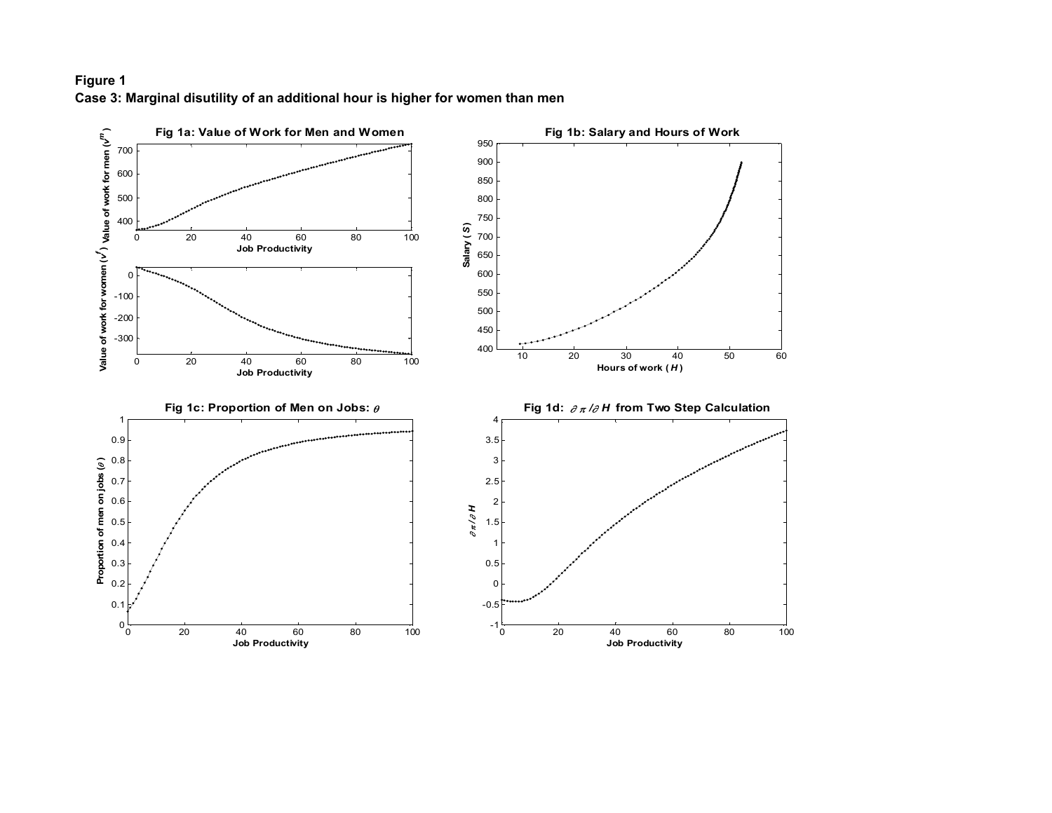**Figure 1**

**Case 3: Marginal disutility of an additional hour is higher for women than men**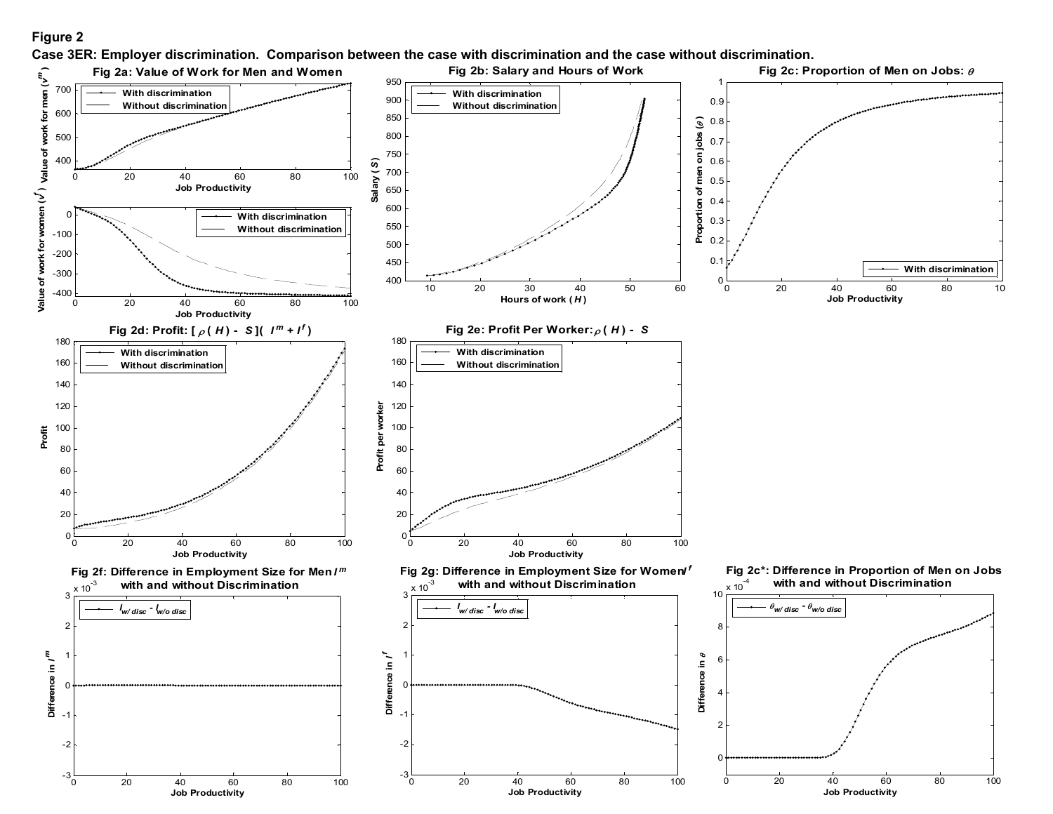**Figure 2**

**Case 3ER: Employer discrimination. Comparison between the case with discrimination and the case without discrimination.**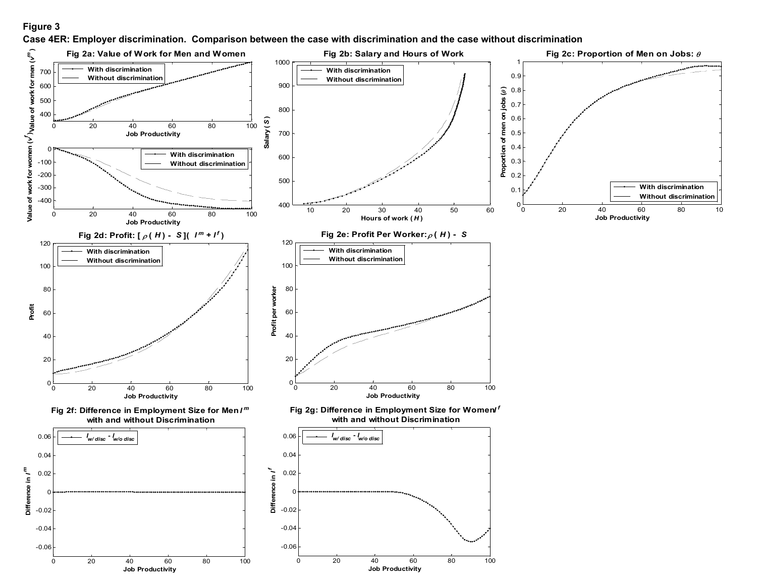**Figure 3**

**Case 4ER: Employer discrimination. Comparison between the case with discrimination and the case without discrimination**

**Fig 2a: Value of Work for Men and Women**

Value of work for men ($v^m$)

700
600
500
400

With discrimination
Without discrimination

0 20 40 60 80 100

Job Productivity

Value of work for women ($v^f$)

0
-100
-200
-300
-400

With discrimination
Without discrimination

0 20 40 60 80 100

Job Productivity

**Fig 2b: Salary and Hours of Work**

Salary ( $S$ )

1000
900
800
700
600
500
400

With discrimination
Without discrimination

10 20 30 40 50 60

Hours of work ( $H$ )

**Fig 2c: Proportion of Men on Jobs: $\theta$**

Proportion of men on jobs ($\theta$)

1
0.9
0.8
0.7
0.6
0.5
0.4
0.3
0.2
0.1
0

With discrimination
Without discrimination

0 20 40 60 80 10

Job Productivity

**Fig 2d: Profit: $[\rho(H) - S](l^m + l^f)$**

Profit

120
100
80
60
40
20
0

With discrimination
Without discrimination

0 20 40 60 80 100

Job Productivity

**Fig 2e: Profit Per Worker: $\rho(H) - S$**

Profit per worker

120
100
80
60
40
20
0

With discrimination
Without discrimination

0 20 40 60 80 100

Job Productivity

**Fig 2f: Difference in Employment Size for Men $l^m$ with and without Discrimination**

Difference in $l^m$

0.06
0.04
0.02
0
-0.02
-0.04
-0.06

$l_{w/\,disc} - l_{w/o\,disc}$

0 20 40 60 80 100

Job Productivity

**Fig 2g: Difference in Employment Size for Women $l^f$ with and without Discrimination**

Difference in $l^f$

0.06
0.04
0.02
0
-0.02
-0.04
-0.06

$l_{w/\,disc} - l_{w/o\,disc}$

0 20 40 60 80 100

Job Productivity